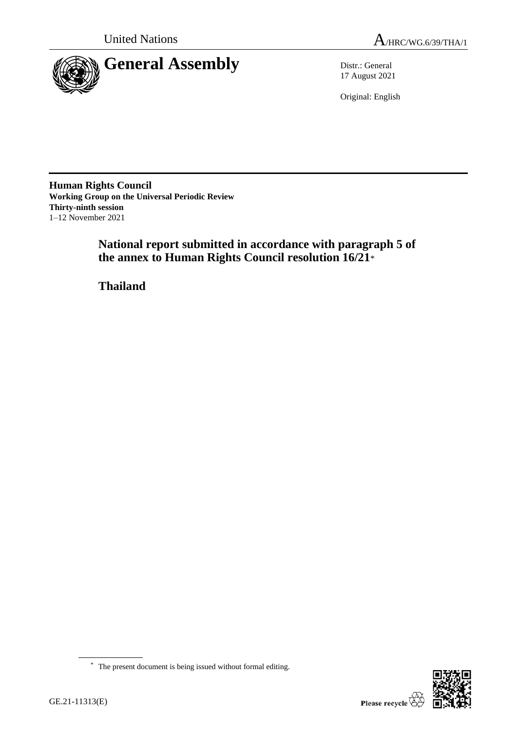United Nations

A/HRC/WG.6/39/THA/1

# General Assembly

Distr.: General
17 August 2021

Original: English

**Human Rights Council**
**Working Group on the Universal Periodic Review**
**Thirty-ninth session**
1–12 November 2021

## National report submitted in accordance with paragraph 5 of the annex to Human Rights Council resolution 16/21*

## Thailand

* The present document is being issued without formal editing.

GE.21-11313(E)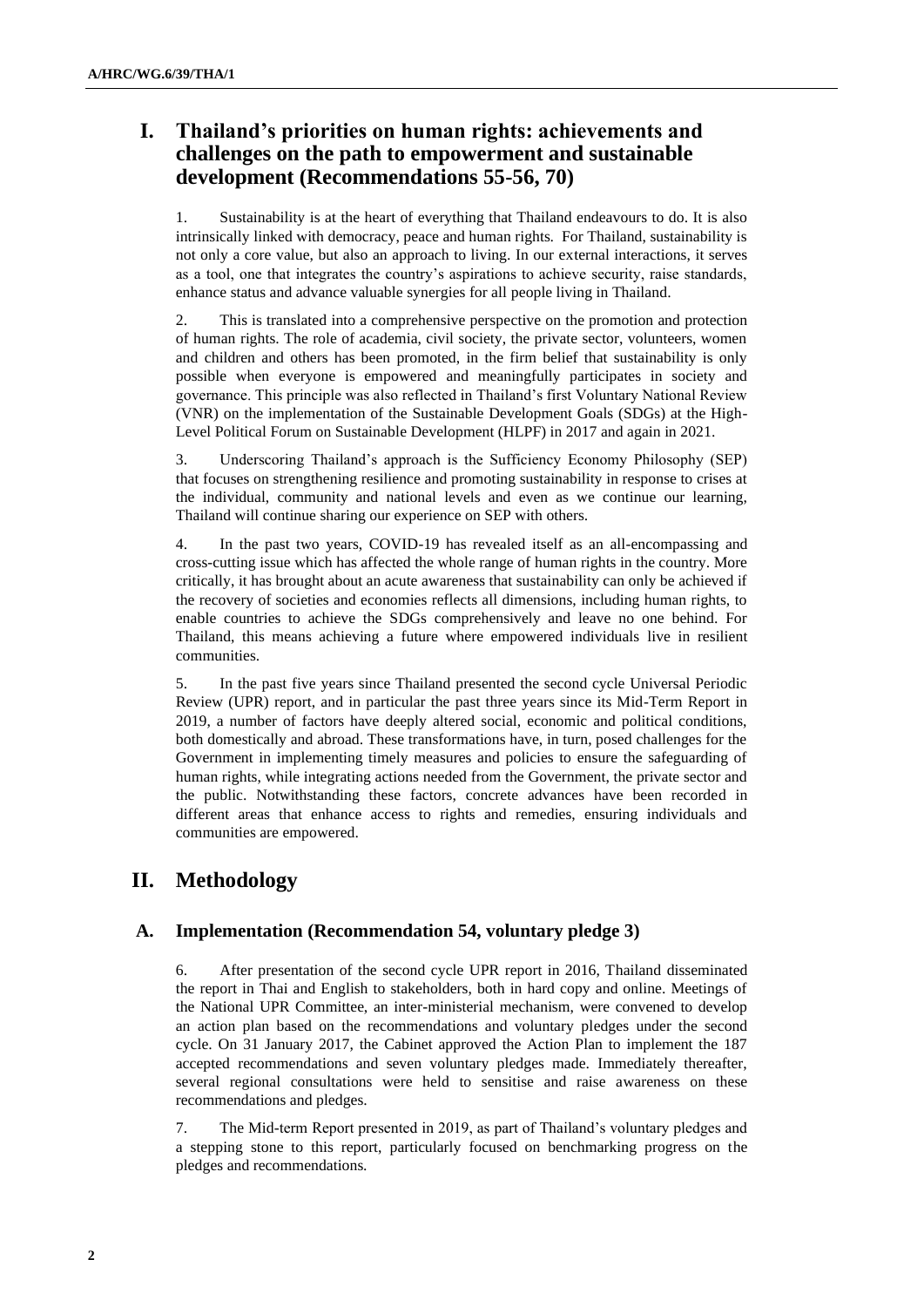## I. Thailand's priorities on human rights: achievements and challenges on the path to empowerment and sustainable development (Recommendations 55-56, 70)

1. Sustainability is at the heart of everything that Thailand endeavours to do. It is also intrinsically linked with democracy, peace and human rights. For Thailand, sustainability is not only a core value, but also an approach to living. In our external interactions, it serves as a tool, one that integrates the country's aspirations to achieve security, raise standards, enhance status and advance valuable synergies for all people living in Thailand.

2. This is translated into a comprehensive perspective on the promotion and protection of human rights. The role of academia, civil society, the private sector, volunteers, women and children and others has been promoted, in the firm belief that sustainability is only possible when everyone is empowered and meaningfully participates in society and governance. This principle was also reflected in Thailand's first Voluntary National Review (VNR) on the implementation of the Sustainable Development Goals (SDGs) at the High-Level Political Forum on Sustainable Development (HLPF) in 2017 and again in 2021.

3. Underscoring Thailand's approach is the Sufficiency Economy Philosophy (SEP) that focuses on strengthening resilience and promoting sustainability in response to crises at the individual, community and national levels and even as we continue our learning, Thailand will continue sharing our experience on SEP with others.

4. In the past two years, COVID-19 has revealed itself as an all-encompassing and cross-cutting issue which has affected the whole range of human rights in the country. More critically, it has brought about an acute awareness that sustainability can only be achieved if the recovery of societies and economies reflects all dimensions, including human rights, to enable countries to achieve the SDGs comprehensively and leave no one behind. For Thailand, this means achieving a future where empowered individuals live in resilient communities.

5. In the past five years since Thailand presented the second cycle Universal Periodic Review (UPR) report, and in particular the past three years since its Mid-Term Report in 2019, a number of factors have deeply altered social, economic and political conditions, both domestically and abroad. These transformations have, in turn, posed challenges for the Government in implementing timely measures and policies to ensure the safeguarding of human rights, while integrating actions needed from the Government, the private sector and the public. Notwithstanding these factors, concrete advances have been recorded in different areas that enhance access to rights and remedies, ensuring individuals and communities are empowered.

## II. Methodology

### A. Implementation (Recommendation 54, voluntary pledge 3)

6. After presentation of the second cycle UPR report in 2016, Thailand disseminated the report in Thai and English to stakeholders, both in hard copy and online. Meetings of the National UPR Committee, an inter-ministerial mechanism, were convened to develop an action plan based on the recommendations and voluntary pledges under the second cycle. On 31 January 2017, the Cabinet approved the Action Plan to implement the 187 accepted recommendations and seven voluntary pledges made. Immediately thereafter, several regional consultations were held to sensitise and raise awareness on these recommendations and pledges.

7. The Mid-term Report presented in 2019, as part of Thailand's voluntary pledges and a stepping stone to this report, particularly focused on benchmarking progress on the pledges and recommendations.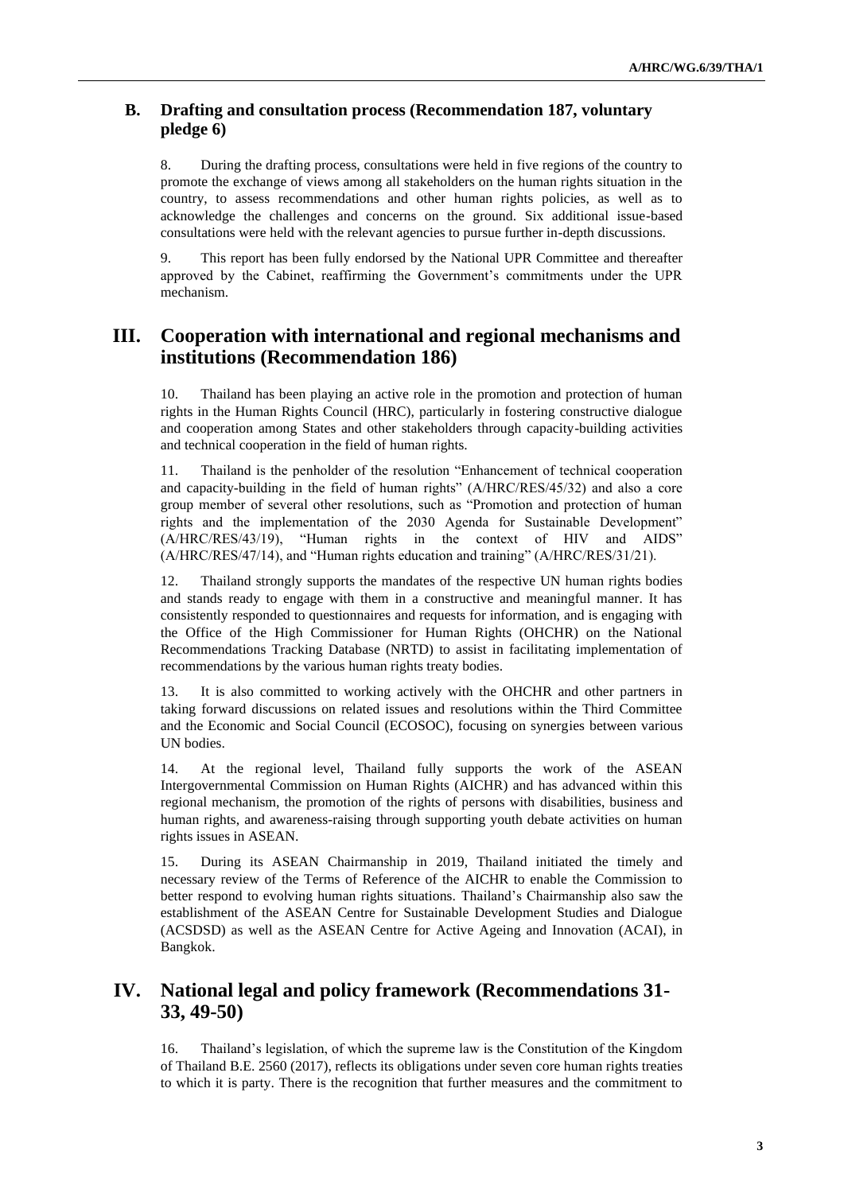## B. Drafting and consultation process (Recommendation 187, voluntary pledge 6)

8. During the drafting process, consultations were held in five regions of the country to promote the exchange of views among all stakeholders on the human rights situation in the country, to assess recommendations and other human rights policies, as well as to acknowledge the challenges and concerns on the ground. Six additional issue-based consultations were held with the relevant agencies to pursue further in-depth discussions.

9. This report has been fully endorsed by the National UPR Committee and thereafter approved by the Cabinet, reaffirming the Government's commitments under the UPR mechanism.

# III. Cooperation with international and regional mechanisms and institutions (Recommendation 186)

10. Thailand has been playing an active role in the promotion and protection of human rights in the Human Rights Council (HRC), particularly in fostering constructive dialogue and cooperation among States and other stakeholders through capacity-building activities and technical cooperation in the field of human rights.

11. Thailand is the penholder of the resolution "Enhancement of technical cooperation and capacity-building in the field of human rights" (A/HRC/RES/45/32) and also a core group member of several other resolutions, such as "Promotion and protection of human rights and the implementation of the 2030 Agenda for Sustainable Development" (A/HRC/RES/43/19), "Human rights in the context of HIV and AIDS" (A/HRC/RES/47/14), and "Human rights education and training" (A/HRC/RES/31/21).

12. Thailand strongly supports the mandates of the respective UN human rights bodies and stands ready to engage with them in a constructive and meaningful manner. It has consistently responded to questionnaires and requests for information, and is engaging with the Office of the High Commissioner for Human Rights (OHCHR) on the National Recommendations Tracking Database (NRTD) to assist in facilitating implementation of recommendations by the various human rights treaty bodies.

13. It is also committed to working actively with the OHCHR and other partners in taking forward discussions on related issues and resolutions within the Third Committee and the Economic and Social Council (ECOSOC), focusing on synergies between various UN bodies.

14. At the regional level, Thailand fully supports the work of the ASEAN Intergovernmental Commission on Human Rights (AICHR) and has advanced within this regional mechanism, the promotion of the rights of persons with disabilities, business and human rights, and awareness-raising through supporting youth debate activities on human rights issues in ASEAN.

15. During its ASEAN Chairmanship in 2019, Thailand initiated the timely and necessary review of the Terms of Reference of the AICHR to enable the Commission to better respond to evolving human rights situations. Thailand's Chairmanship also saw the establishment of the ASEAN Centre for Sustainable Development Studies and Dialogue (ACSDSD) as well as the ASEAN Centre for Active Ageing and Innovation (ACAI), in Bangkok.

# IV. National legal and policy framework (Recommendations 31-33, 49-50)

16. Thailand's legislation, of which the supreme law is the Constitution of the Kingdom of Thailand B.E. 2560 (2017), reflects its obligations under seven core human rights treaties to which it is party. There is the recognition that further measures and the commitment to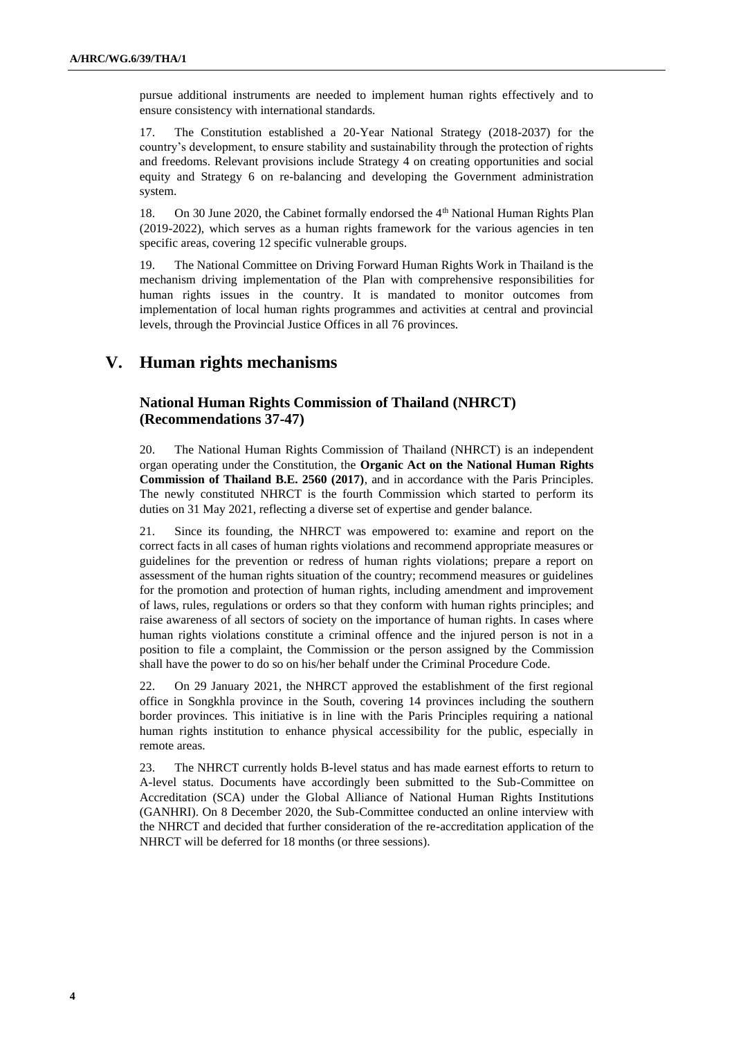pursue additional instruments are needed to implement human rights effectively and to ensure consistency with international standards.

17. The Constitution established a 20-Year National Strategy (2018-2037) for the country's development, to ensure stability and sustainability through the protection of rights and freedoms. Relevant provisions include Strategy 4 on creating opportunities and social equity and Strategy 6 on re-balancing and developing the Government administration system.

18. On 30 June 2020, the Cabinet formally endorsed the 4th National Human Rights Plan (2019-2022), which serves as a human rights framework for the various agencies in ten specific areas, covering 12 specific vulnerable groups.

19. The National Committee on Driving Forward Human Rights Work in Thailand is the mechanism driving implementation of the Plan with comprehensive responsibilities for human rights issues in the country. It is mandated to monitor outcomes from implementation of local human rights programmes and activities at central and provincial levels, through the Provincial Justice Offices in all 76 provinces.

## V. Human rights mechanisms

### National Human Rights Commission of Thailand (NHRCT) (Recommendations 37-47)

20. The National Human Rights Commission of Thailand (NHRCT) is an independent organ operating under the Constitution, the **Organic Act on the National Human Rights Commission of Thailand B.E. 2560 (2017)**, and in accordance with the Paris Principles. The newly constituted NHRCT is the fourth Commission which started to perform its duties on 31 May 2021, reflecting a diverse set of expertise and gender balance.

21. Since its founding, the NHRCT was empowered to: examine and report on the correct facts in all cases of human rights violations and recommend appropriate measures or guidelines for the prevention or redress of human rights violations; prepare a report on assessment of the human rights situation of the country; recommend measures or guidelines for the promotion and protection of human rights, including amendment and improvement of laws, rules, regulations or orders so that they conform with human rights principles; and raise awareness of all sectors of society on the importance of human rights. In cases where human rights violations constitute a criminal offence and the injured person is not in a position to file a complaint, the Commission or the person assigned by the Commission shall have the power to do so on his/her behalf under the Criminal Procedure Code.

22. On 29 January 2021, the NHRCT approved the establishment of the first regional office in Songkhla province in the South, covering 14 provinces including the southern border provinces. This initiative is in line with the Paris Principles requiring a national human rights institution to enhance physical accessibility for the public, especially in remote areas.

23. The NHRCT currently holds B-level status and has made earnest efforts to return to A-level status. Documents have accordingly been submitted to the Sub-Committee on Accreditation (SCA) under the Global Alliance of National Human Rights Institutions (GANHRI). On 8 December 2020, the Sub-Committee conducted an online interview with the NHRCT and decided that further consideration of the re-accreditation application of the NHRCT will be deferred for 18 months (or three sessions).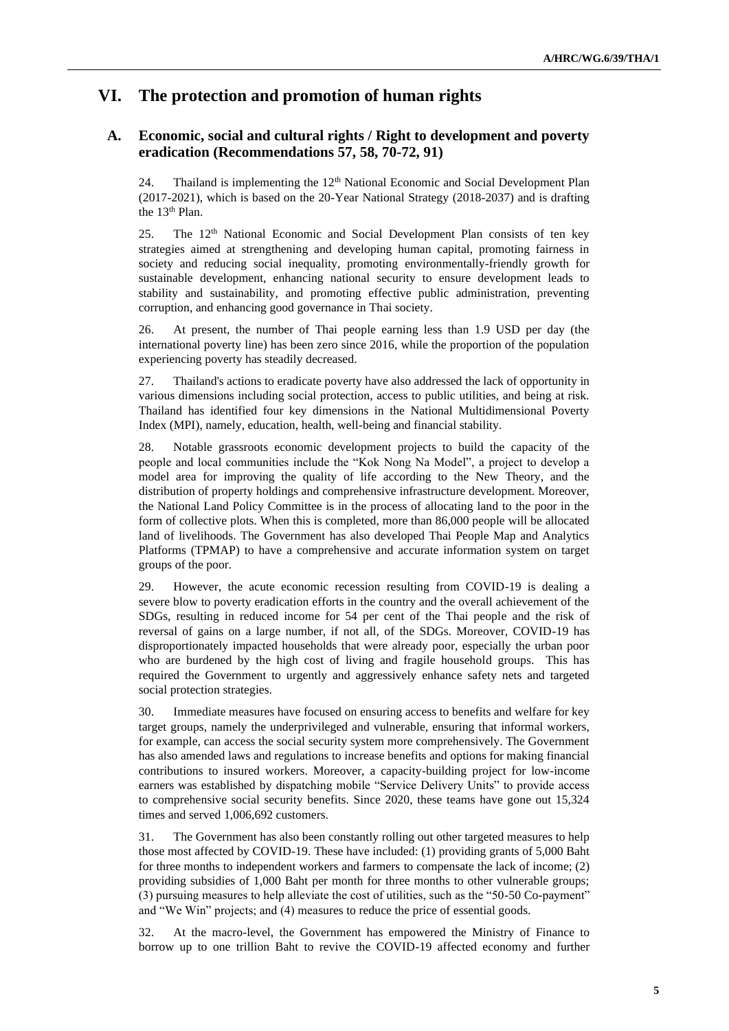# VI. The protection and promotion of human rights

## A. Economic, social and cultural rights / Right to development and poverty eradication (Recommendations 57, 58, 70-72, 91)

24. Thailand is implementing the 12th National Economic and Social Development Plan (2017-2021), which is based on the 20-Year National Strategy (2018-2037) and is drafting the 13th Plan.

25. The 12th National Economic and Social Development Plan consists of ten key strategies aimed at strengthening and developing human capital, promoting fairness in society and reducing social inequality, promoting environmentally-friendly growth for sustainable development, enhancing national security to ensure development leads to stability and sustainability, and promoting effective public administration, preventing corruption, and enhancing good governance in Thai society.

26. At present, the number of Thai people earning less than 1.9 USD per day (the international poverty line) has been zero since 2016, while the proportion of the population experiencing poverty has steadily decreased.

27. Thailand's actions to eradicate poverty have also addressed the lack of opportunity in various dimensions including social protection, access to public utilities, and being at risk. Thailand has identified four key dimensions in the National Multidimensional Poverty Index (MPI), namely, education, health, well-being and financial stability.

28. Notable grassroots economic development projects to build the capacity of the people and local communities include the "Kok Nong Na Model", a project to develop a model area for improving the quality of life according to the New Theory, and the distribution of property holdings and comprehensive infrastructure development. Moreover, the National Land Policy Committee is in the process of allocating land to the poor in the form of collective plots. When this is completed, more than 86,000 people will be allocated land of livelihoods. The Government has also developed Thai People Map and Analytics Platforms (TPMAP) to have a comprehensive and accurate information system on target groups of the poor.

29. However, the acute economic recession resulting from COVID-19 is dealing a severe blow to poverty eradication efforts in the country and the overall achievement of the SDGs, resulting in reduced income for 54 per cent of the Thai people and the risk of reversal of gains on a large number, if not all, of the SDGs. Moreover, COVID-19 has disproportionately impacted households that were already poor, especially the urban poor who are burdened by the high cost of living and fragile household groups. This has required the Government to urgently and aggressively enhance safety nets and targeted social protection strategies.

30. Immediate measures have focused on ensuring access to benefits and welfare for key target groups, namely the underprivileged and vulnerable, ensuring that informal workers, for example, can access the social security system more comprehensively. The Government has also amended laws and regulations to increase benefits and options for making financial contributions to insured workers. Moreover, a capacity-building project for low-income earners was established by dispatching mobile "Service Delivery Units" to provide access to comprehensive social security benefits. Since 2020, these teams have gone out 15,324 times and served 1,006,692 customers.

31. The Government has also been constantly rolling out other targeted measures to help those most affected by COVID-19. These have included: (1) providing grants of 5,000 Baht for three months to independent workers and farmers to compensate the lack of income; (2) providing subsidies of 1,000 Baht per month for three months to other vulnerable groups; (3) pursuing measures to help alleviate the cost of utilities, such as the "50-50 Co-payment" and "We Win" projects; and (4) measures to reduce the price of essential goods.

32. At the macro-level, the Government has empowered the Ministry of Finance to borrow up to one trillion Baht to revive the COVID-19 affected economy and further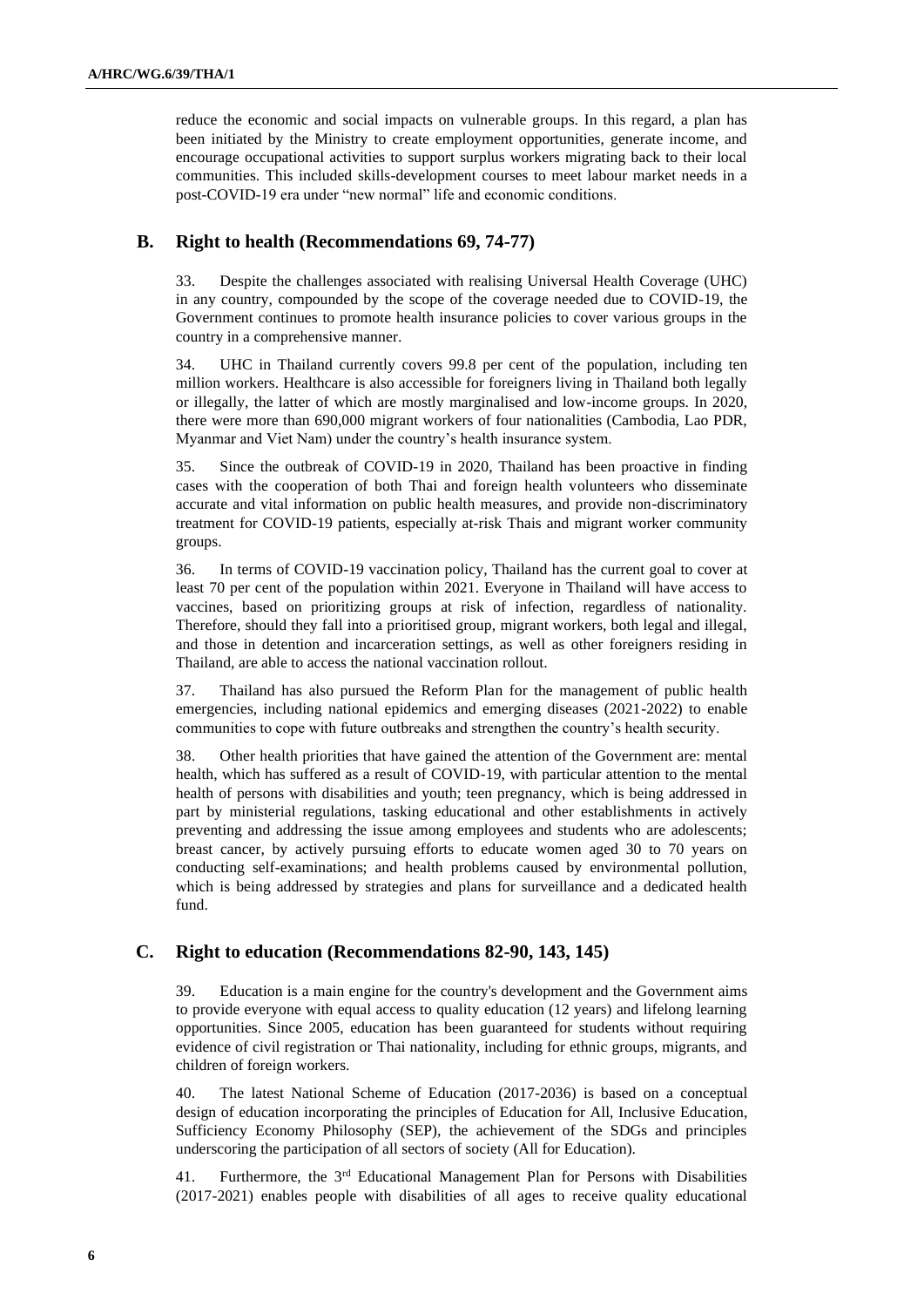reduce the economic and social impacts on vulnerable groups. In this regard, a plan has been initiated by the Ministry to create employment opportunities, generate income, and encourage occupational activities to support surplus workers migrating back to their local communities. This included skills-development courses to meet labour market needs in a post-COVID-19 era under "new normal" life and economic conditions.

## B. Right to health (Recommendations 69, 74-77)

33. Despite the challenges associated with realising Universal Health Coverage (UHC) in any country, compounded by the scope of the coverage needed due to COVID-19, the Government continues to promote health insurance policies to cover various groups in the country in a comprehensive manner.

34. UHC in Thailand currently covers 99.8 per cent of the population, including ten million workers. Healthcare is also accessible for foreigners living in Thailand both legally or illegally, the latter of which are mostly marginalised and low-income groups. In 2020, there were more than 690,000 migrant workers of four nationalities (Cambodia, Lao PDR, Myanmar and Viet Nam) under the country's health insurance system.

35. Since the outbreak of COVID-19 in 2020, Thailand has been proactive in finding cases with the cooperation of both Thai and foreign health volunteers who disseminate accurate and vital information on public health measures, and provide non-discriminatory treatment for COVID-19 patients, especially at-risk Thais and migrant worker community groups.

36. In terms of COVID-19 vaccination policy, Thailand has the current goal to cover at least 70 per cent of the population within 2021. Everyone in Thailand will have access to vaccines, based on prioritizing groups at risk of infection, regardless of nationality. Therefore, should they fall into a prioritised group, migrant workers, both legal and illegal, and those in detention and incarceration settings, as well as other foreigners residing in Thailand, are able to access the national vaccination rollout.

37. Thailand has also pursued the Reform Plan for the management of public health emergencies, including national epidemics and emerging diseases (2021-2022) to enable communities to cope with future outbreaks and strengthen the country's health security.

38. Other health priorities that have gained the attention of the Government are: mental health, which has suffered as a result of COVID-19, with particular attention to the mental health of persons with disabilities and youth; teen pregnancy, which is being addressed in part by ministerial regulations, tasking educational and other establishments in actively preventing and addressing the issue among employees and students who are adolescents; breast cancer, by actively pursuing efforts to educate women aged 30 to 70 years on conducting self-examinations; and health problems caused by environmental pollution, which is being addressed by strategies and plans for surveillance and a dedicated health fund.

## C. Right to education (Recommendations 82-90, 143, 145)

39. Education is a main engine for the country's development and the Government aims to provide everyone with equal access to quality education (12 years) and lifelong learning opportunities. Since 2005, education has been guaranteed for students without requiring evidence of civil registration or Thai nationality, including for ethnic groups, migrants, and children of foreign workers.

40. The latest National Scheme of Education (2017-2036) is based on a conceptual design of education incorporating the principles of Education for All, Inclusive Education, Sufficiency Economy Philosophy (SEP), the achievement of the SDGs and principles underscoring the participation of all sectors of society (All for Education).

41. Furthermore, the 3rd Educational Management Plan for Persons with Disabilities (2017-2021) enables people with disabilities of all ages to receive quality educational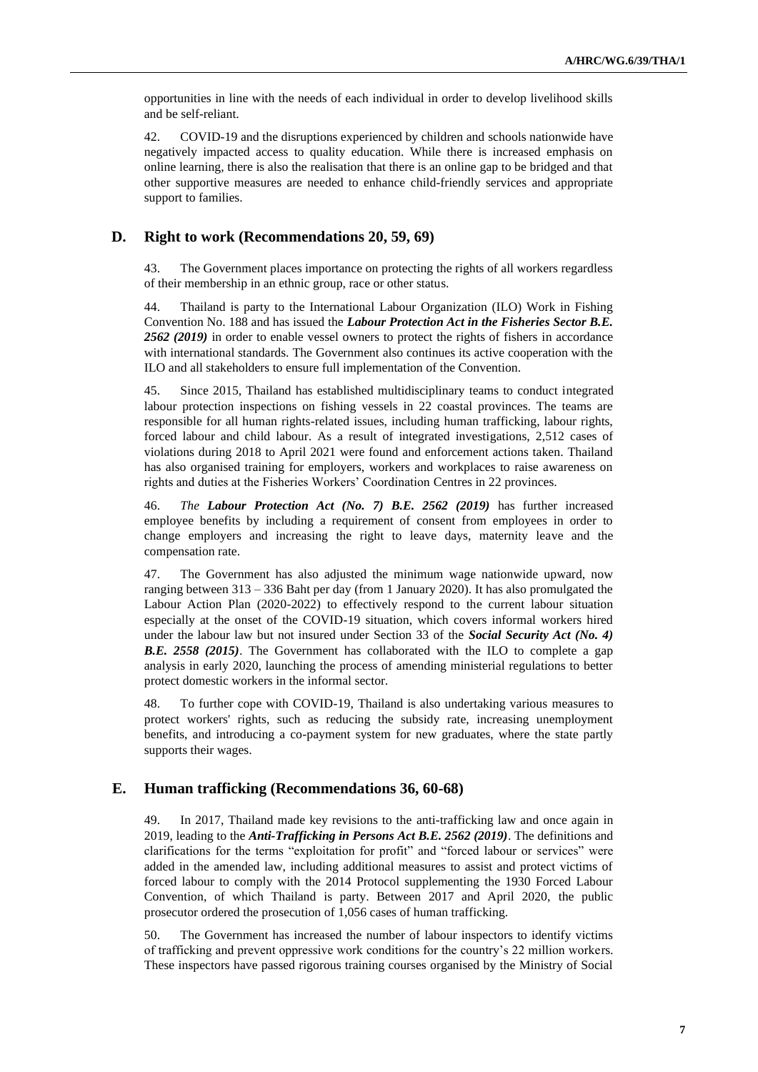opportunities in line with the needs of each individual in order to develop livelihood skills and be self-reliant.

42. COVID-19 and the disruptions experienced by children and schools nationwide have negatively impacted access to quality education. While there is increased emphasis on online learning, there is also the realisation that there is an online gap to be bridged and that other supportive measures are needed to enhance child-friendly services and appropriate support to families.

## D. Right to work (Recommendations 20, 59, 69)

43. The Government places importance on protecting the rights of all workers regardless of their membership in an ethnic group, race or other status.

44. Thailand is party to the International Labour Organization (ILO) Work in Fishing Convention No. 188 and has issued the ***Labour Protection Act in the Fisheries Sector B.E. 2562 (2019)*** in order to enable vessel owners to protect the rights of fishers in accordance with international standards. The Government also continues its active cooperation with the ILO and all stakeholders to ensure full implementation of the Convention.

45. Since 2015, Thailand has established multidisciplinary teams to conduct integrated labour protection inspections on fishing vessels in 22 coastal provinces. The teams are responsible for all human rights-related issues, including human trafficking, labour rights, forced labour and child labour. As a result of integrated investigations, 2,512 cases of violations during 2018 to April 2021 were found and enforcement actions taken. Thailand has also organised training for employers, workers and workplaces to raise awareness on rights and duties at the Fisheries Workers' Coordination Centres in 22 provinces.

46. *The* ***Labour Protection Act (No. 7) B.E. 2562 (2019)*** has further increased employee benefits by including a requirement of consent from employees in order to change employers and increasing the right to leave days, maternity leave and the compensation rate.

47. The Government has also adjusted the minimum wage nationwide upward, now ranging between 313 – 336 Baht per day (from 1 January 2020). It has also promulgated the Labour Action Plan (2020-2022) to effectively respond to the current labour situation especially at the onset of the COVID-19 situation, which covers informal workers hired under the labour law but not insured under Section 33 of the ***Social Security Act (No. 4) B.E. 2558 (2015)***. The Government has collaborated with the ILO to complete a gap analysis in early 2020, launching the process of amending ministerial regulations to better protect domestic workers in the informal sector.

48. To further cope with COVID-19, Thailand is also undertaking various measures to protect workers' rights, such as reducing the subsidy rate, increasing unemployment benefits, and introducing a co-payment system for new graduates, where the state partly supports their wages.

## E. Human trafficking (Recommendations 36, 60-68)

49. In 2017, Thailand made key revisions to the anti-trafficking law and once again in 2019, leading to the ***Anti-Trafficking in Persons Act B.E. 2562 (2019)***. The definitions and clarifications for the terms "exploitation for profit" and "forced labour or services" were added in the amended law, including additional measures to assist and protect victims of forced labour to comply with the 2014 Protocol supplementing the 1930 Forced Labour Convention, of which Thailand is party. Between 2017 and April 2020, the public prosecutor ordered the prosecution of 1,056 cases of human trafficking.

50. The Government has increased the number of labour inspectors to identify victims of trafficking and prevent oppressive work conditions for the country's 22 million workers. These inspectors have passed rigorous training courses organised by the Ministry of Social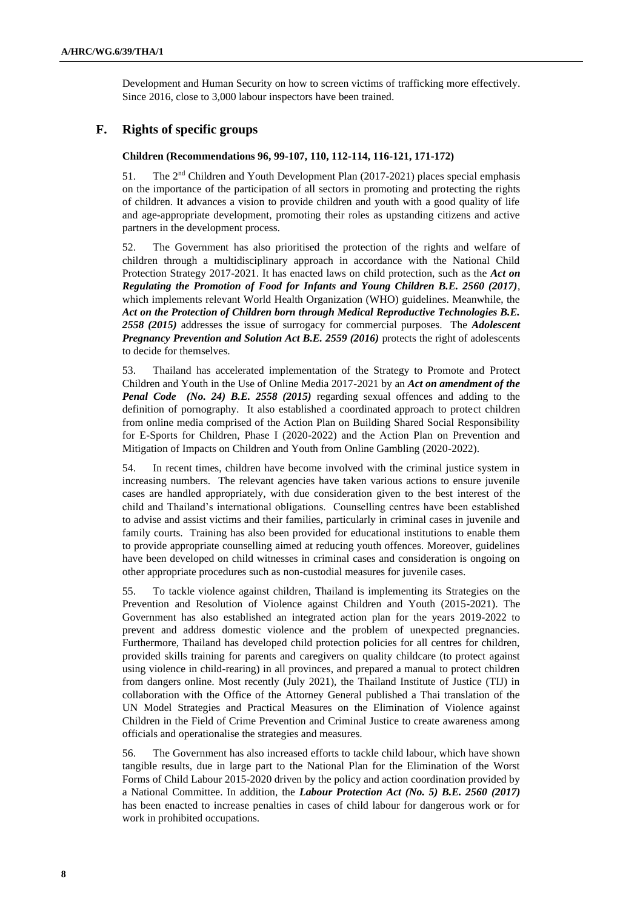Development and Human Security on how to screen victims of trafficking more effectively. Since 2016, close to 3,000 labour inspectors have been trained.

## F. Rights of specific groups

### Children (Recommendations 96, 99-107, 110, 112-114, 116-121, 171-172)

51. The 2nd Children and Youth Development Plan (2017-2021) places special emphasis on the importance of the participation of all sectors in promoting and protecting the rights of children. It advances a vision to provide children and youth with a good quality of life and age-appropriate development, promoting their roles as upstanding citizens and active partners in the development process.

52. The Government has also prioritised the protection of the rights and welfare of children through a multidisciplinary approach in accordance with the National Child Protection Strategy 2017-2021. It has enacted laws on child protection, such as the ***Act on Regulating the Promotion of Food for Infants and Young Children B.E. 2560 (2017)***, which implements relevant World Health Organization (WHO) guidelines. Meanwhile, the ***Act on the Protection of Children born through Medical Reproductive Technologies B.E. 2558 (2015)*** addresses the issue of surrogacy for commercial purposes. The ***Adolescent Pregnancy Prevention and Solution Act B.E. 2559 (2016)*** protects the right of adolescents to decide for themselves.

53. Thailand has accelerated implementation of the Strategy to Promote and Protect Children and Youth in the Use of Online Media 2017-2021 by an ***Act on amendment of the Penal Code (No. 24) B.E. 2558 (2015)*** regarding sexual offences and adding to the definition of pornography. It also established a coordinated approach to protect children from online media comprised of the Action Plan on Building Shared Social Responsibility for E-Sports for Children, Phase I (2020-2022) and the Action Plan on Prevention and Mitigation of Impacts on Children and Youth from Online Gambling (2020-2022).

54. In recent times, children have become involved with the criminal justice system in increasing numbers. The relevant agencies have taken various actions to ensure juvenile cases are handled appropriately, with due consideration given to the best interest of the child and Thailand's international obligations. Counselling centres have been established to advise and assist victims and their families, particularly in criminal cases in juvenile and family courts. Training has also been provided for educational institutions to enable them to provide appropriate counselling aimed at reducing youth offences. Moreover, guidelines have been developed on child witnesses in criminal cases and consideration is ongoing on other appropriate procedures such as non-custodial measures for juvenile cases.

55. To tackle violence against children, Thailand is implementing its Strategies on the Prevention and Resolution of Violence against Children and Youth (2015-2021). The Government has also established an integrated action plan for the years 2019-2022 to prevent and address domestic violence and the problem of unexpected pregnancies. Furthermore, Thailand has developed child protection policies for all centres for children, provided skills training for parents and caregivers on quality childcare (to protect against using violence in child-rearing) in all provinces, and prepared a manual to protect children from dangers online. Most recently (July 2021), the Thailand Institute of Justice (TIJ) in collaboration with the Office of the Attorney General published a Thai translation of the UN Model Strategies and Practical Measures on the Elimination of Violence against Children in the Field of Crime Prevention and Criminal Justice to create awareness among officials and operationalise the strategies and measures.

56. The Government has also increased efforts to tackle child labour, which have shown tangible results, due in large part to the National Plan for the Elimination of the Worst Forms of Child Labour 2015-2020 driven by the policy and action coordination provided by a National Committee. In addition, the ***Labour Protection Act (No. 5) B.E. 2560 (2017)*** has been enacted to increase penalties in cases of child labour for dangerous work or for work in prohibited occupations.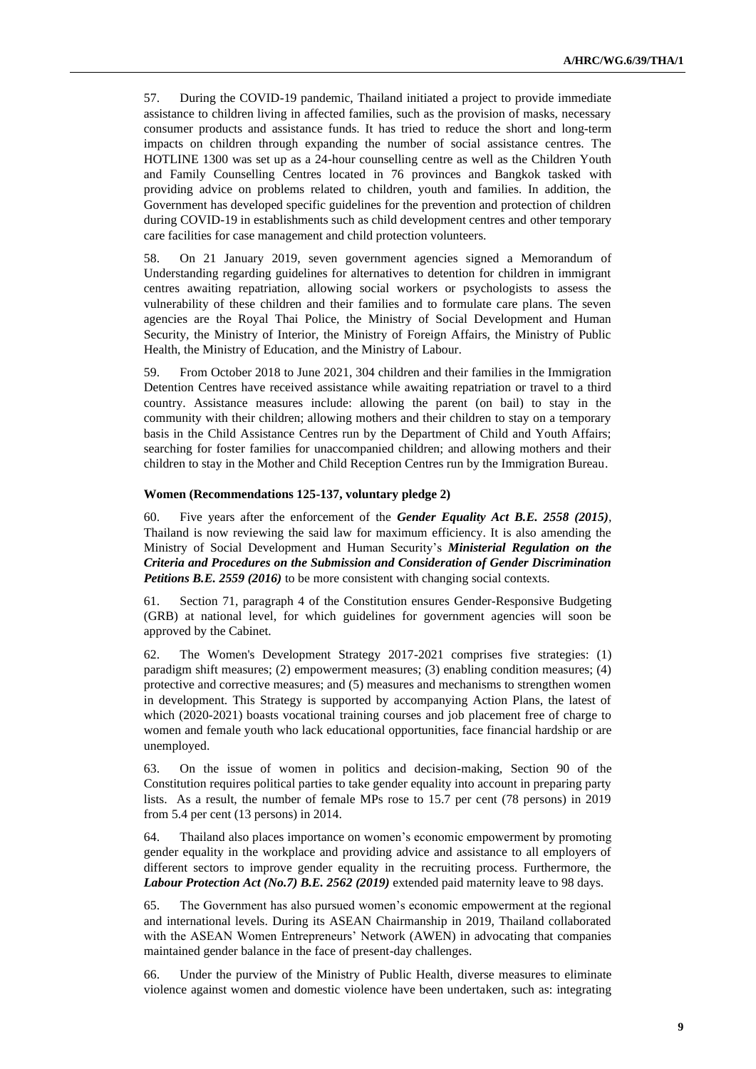57. During the COVID-19 pandemic, Thailand initiated a project to provide immediate assistance to children living in affected families, such as the provision of masks, necessary consumer products and assistance funds. It has tried to reduce the short and long-term impacts on children through expanding the number of social assistance centres. The HOTLINE 1300 was set up as a 24-hour counselling centre as well as the Children Youth and Family Counselling Centres located in 76 provinces and Bangkok tasked with providing advice on problems related to children, youth and families. In addition, the Government has developed specific guidelines for the prevention and protection of children during COVID-19 in establishments such as child development centres and other temporary care facilities for case management and child protection volunteers.

58. On 21 January 2019, seven government agencies signed a Memorandum of Understanding regarding guidelines for alternatives to detention for children in immigrant centres awaiting repatriation, allowing social workers or psychologists to assess the vulnerability of these children and their families and to formulate care plans. The seven agencies are the Royal Thai Police, the Ministry of Social Development and Human Security, the Ministry of Interior, the Ministry of Foreign Affairs, the Ministry of Public Health, the Ministry of Education, and the Ministry of Labour.

59. From October 2018 to June 2021, 304 children and their families in the Immigration Detention Centres have received assistance while awaiting repatriation or travel to a third country. Assistance measures include: allowing the parent (on bail) to stay in the community with their children; allowing mothers and their children to stay on a temporary basis in the Child Assistance Centres run by the Department of Child and Youth Affairs; searching for foster families for unaccompanied children; and allowing mothers and their children to stay in the Mother and Child Reception Centres run by the Immigration Bureau.

**Women (Recommendations 125-137, voluntary pledge 2)**

60. Five years after the enforcement of the ***Gender Equality Act B.E. 2558 (2015)***, Thailand is now reviewing the said law for maximum efficiency. It is also amending the Ministry of Social Development and Human Security's ***Ministerial Regulation on the Criteria and Procedures on the Submission and Consideration of Gender Discrimination Petitions B.E. 2559 (2016)*** to be more consistent with changing social contexts.

61. Section 71, paragraph 4 of the Constitution ensures Gender-Responsive Budgeting (GRB) at national level, for which guidelines for government agencies will soon be approved by the Cabinet.

62. The Women's Development Strategy 2017-2021 comprises five strategies: (1) paradigm shift measures; (2) empowerment measures; (3) enabling condition measures; (4) protective and corrective measures; and (5) measures and mechanisms to strengthen women in development. This Strategy is supported by accompanying Action Plans, the latest of which (2020-2021) boasts vocational training courses and job placement free of charge to women and female youth who lack educational opportunities, face financial hardship or are unemployed.

63. On the issue of women in politics and decision-making, Section 90 of the Constitution requires political parties to take gender equality into account in preparing party lists. As a result, the number of female MPs rose to 15.7 per cent (78 persons) in 2019 from 5.4 per cent (13 persons) in 2014.

64. Thailand also places importance on women's economic empowerment by promoting gender equality in the workplace and providing advice and assistance to all employers of different sectors to improve gender equality in the recruiting process. Furthermore, the ***Labour Protection Act (No.7) B.E. 2562 (2019)*** extended paid maternity leave to 98 days.

65. The Government has also pursued women's economic empowerment at the regional and international levels. During its ASEAN Chairmanship in 2019, Thailand collaborated with the ASEAN Women Entrepreneurs' Network (AWEN) in advocating that companies maintained gender balance in the face of present-day challenges.

66. Under the purview of the Ministry of Public Health, diverse measures to eliminate violence against women and domestic violence have been undertaken, such as: integrating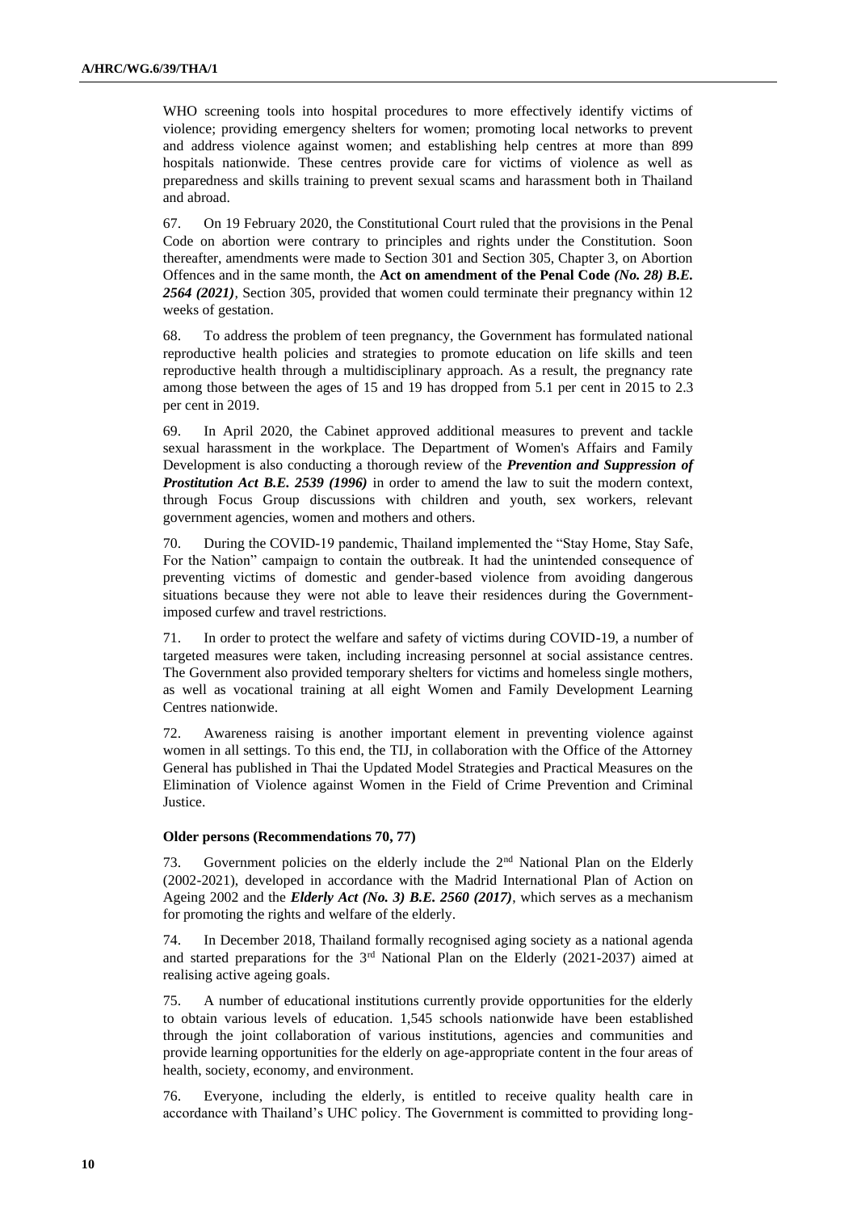WHO screening tools into hospital procedures to more effectively identify victims of violence; providing emergency shelters for women; promoting local networks to prevent and address violence against women; and establishing help centres at more than 899 hospitals nationwide. These centres provide care for victims of violence as well as preparedness and skills training to prevent sexual scams and harassment both in Thailand and abroad.

67. On 19 February 2020, the Constitutional Court ruled that the provisions in the Penal Code on abortion were contrary to principles and rights under the Constitution. Soon thereafter, amendments were made to Section 301 and Section 305, Chapter 3, on Abortion Offences and in the same month, the **Act on amendment of the Penal Code *(No. 28) B.E. 2564 (2021)***, Section 305, provided that women could terminate their pregnancy within 12 weeks of gestation.

68. To address the problem of teen pregnancy, the Government has formulated national reproductive health policies and strategies to promote education on life skills and teen reproductive health through a multidisciplinary approach. As a result, the pregnancy rate among those between the ages of 15 and 19 has dropped from 5.1 per cent in 2015 to 2.3 per cent in 2019.

69. In April 2020, the Cabinet approved additional measures to prevent and tackle sexual harassment in the workplace. The Department of Women's Affairs and Family Development is also conducting a thorough review of the ***Prevention and Suppression of Prostitution Act B.E. 2539 (1996)*** in order to amend the law to suit the modern context, through Focus Group discussions with children and youth, sex workers, relevant government agencies, women and mothers and others.

70. During the COVID-19 pandemic, Thailand implemented the "Stay Home, Stay Safe, For the Nation" campaign to contain the outbreak. It had the unintended consequence of preventing victims of domestic and gender-based violence from avoiding dangerous situations because they were not able to leave their residences during the Government-imposed curfew and travel restrictions.

71. In order to protect the welfare and safety of victims during COVID-19, a number of targeted measures were taken, including increasing personnel at social assistance centres. The Government also provided temporary shelters for victims and homeless single mothers, as well as vocational training at all eight Women and Family Development Learning Centres nationwide.

72. Awareness raising is another important element in preventing violence against women in all settings. To this end, the TIJ, in collaboration with the Office of the Attorney General has published in Thai the Updated Model Strategies and Practical Measures on the Elimination of Violence against Women in the Field of Crime Prevention and Criminal Justice.

### Older persons (Recommendations 70, 77)

73. Government policies on the elderly include the 2nd National Plan on the Elderly (2002-2021), developed in accordance with the Madrid International Plan of Action on Ageing 2002 and the ***Elderly Act (No. 3) B.E. 2560 (2017)***, which serves as a mechanism for promoting the rights and welfare of the elderly.

74. In December 2018, Thailand formally recognised aging society as a national agenda and started preparations for the 3rd National Plan on the Elderly (2021-2037) aimed at realising active ageing goals.

75. A number of educational institutions currently provide opportunities for the elderly to obtain various levels of education. 1,545 schools nationwide have been established through the joint collaboration of various institutions, agencies and communities and provide learning opportunities for the elderly on age-appropriate content in the four areas of health, society, economy, and environment.

76. Everyone, including the elderly, is entitled to receive quality health care in accordance with Thailand's UHC policy. The Government is committed to providing long-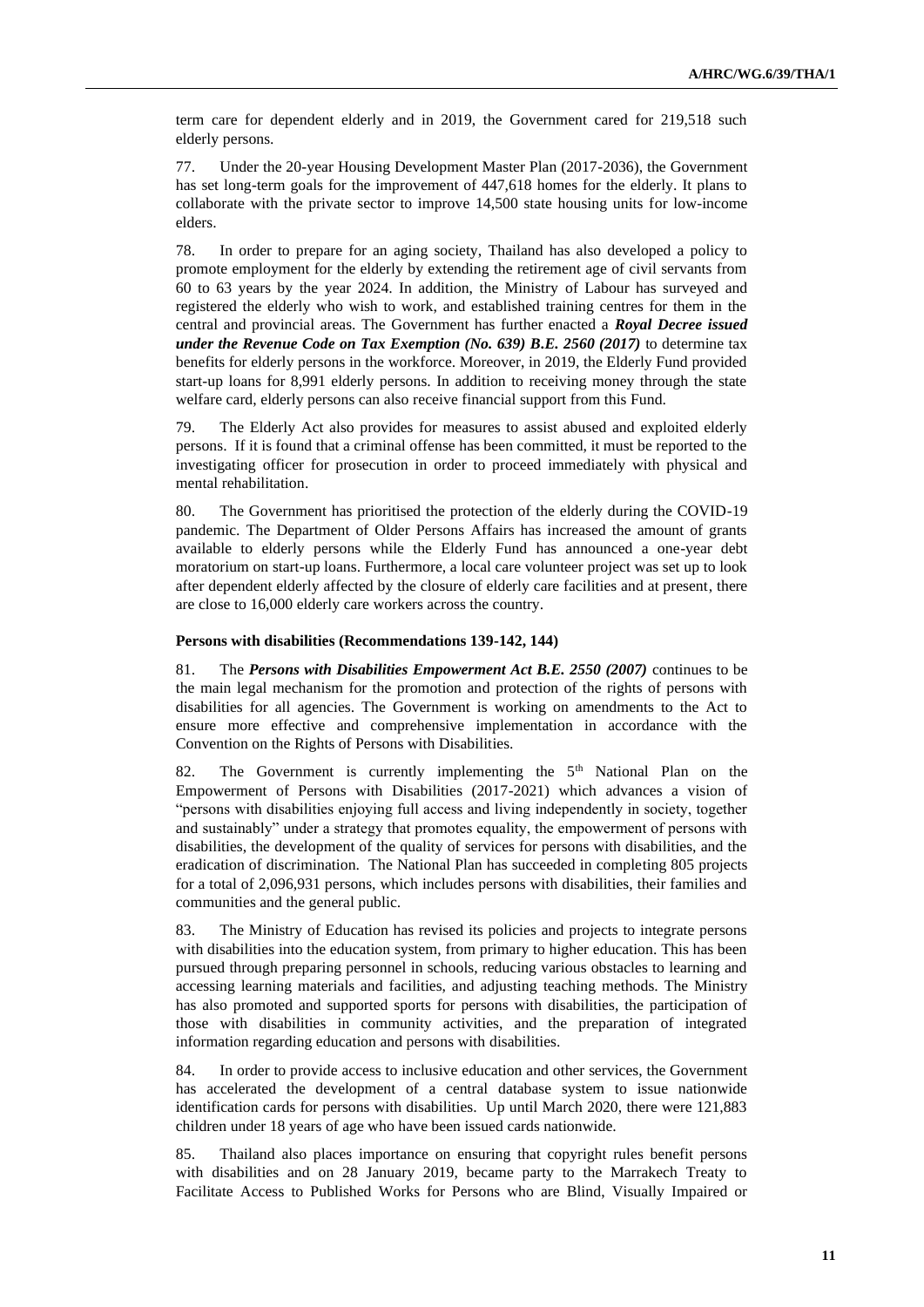term care for dependent elderly and in 2019, the Government cared for 219,518 such elderly persons.

77. Under the 20-year Housing Development Master Plan (2017-2036), the Government has set long-term goals for the improvement of 447,618 homes for the elderly. It plans to collaborate with the private sector to improve 14,500 state housing units for low-income elders.

78. In order to prepare for an aging society, Thailand has also developed a policy to promote employment for the elderly by extending the retirement age of civil servants from 60 to 63 years by the year 2024. In addition, the Ministry of Labour has surveyed and registered the elderly who wish to work, and established training centres for them in the central and provincial areas. The Government has further enacted a ***Royal Decree issued under the Revenue Code on Tax Exemption (No. 639) B.E. 2560 (2017)*** to determine tax benefits for elderly persons in the workforce. Moreover, in 2019, the Elderly Fund provided start-up loans for 8,991 elderly persons. In addition to receiving money through the state welfare card, elderly persons can also receive financial support from this Fund.

79. The Elderly Act also provides for measures to assist abused and exploited elderly persons. If it is found that a criminal offense has been committed, it must be reported to the investigating officer for prosecution in order to proceed immediately with physical and mental rehabilitation.

80. The Government has prioritised the protection of the elderly during the COVID-19 pandemic. The Department of Older Persons Affairs has increased the amount of grants available to elderly persons while the Elderly Fund has announced a one-year debt moratorium on start-up loans. Furthermore, a local care volunteer project was set up to look after dependent elderly affected by the closure of elderly care facilities and at present, there are close to 16,000 elderly care workers across the country.

**Persons with disabilities (Recommendations 139-142, 144)**

81. The ***Persons with Disabilities Empowerment Act B.E. 2550 (2007)*** continues to be the main legal mechanism for the promotion and protection of the rights of persons with disabilities for all agencies. The Government is working on amendments to the Act to ensure more effective and comprehensive implementation in accordance with the Convention on the Rights of Persons with Disabilities.

82. The Government is currently implementing the 5th National Plan on the Empowerment of Persons with Disabilities (2017-2021) which advances a vision of "persons with disabilities enjoying full access and living independently in society, together and sustainably" under a strategy that promotes equality, the empowerment of persons with disabilities, the development of the quality of services for persons with disabilities, and the eradication of discrimination. The National Plan has succeeded in completing 805 projects for a total of 2,096,931 persons, which includes persons with disabilities, their families and communities and the general public.

83. The Ministry of Education has revised its policies and projects to integrate persons with disabilities into the education system, from primary to higher education. This has been pursued through preparing personnel in schools, reducing various obstacles to learning and accessing learning materials and facilities, and adjusting teaching methods. The Ministry has also promoted and supported sports for persons with disabilities, the participation of those with disabilities in community activities, and the preparation of integrated information regarding education and persons with disabilities.

84. In order to provide access to inclusive education and other services, the Government has accelerated the development of a central database system to issue nationwide identification cards for persons with disabilities. Up until March 2020, there were 121,883 children under 18 years of age who have been issued cards nationwide.

85. Thailand also places importance on ensuring that copyright rules benefit persons with disabilities and on 28 January 2019, became party to the Marrakech Treaty to Facilitate Access to Published Works for Persons who are Blind, Visually Impaired or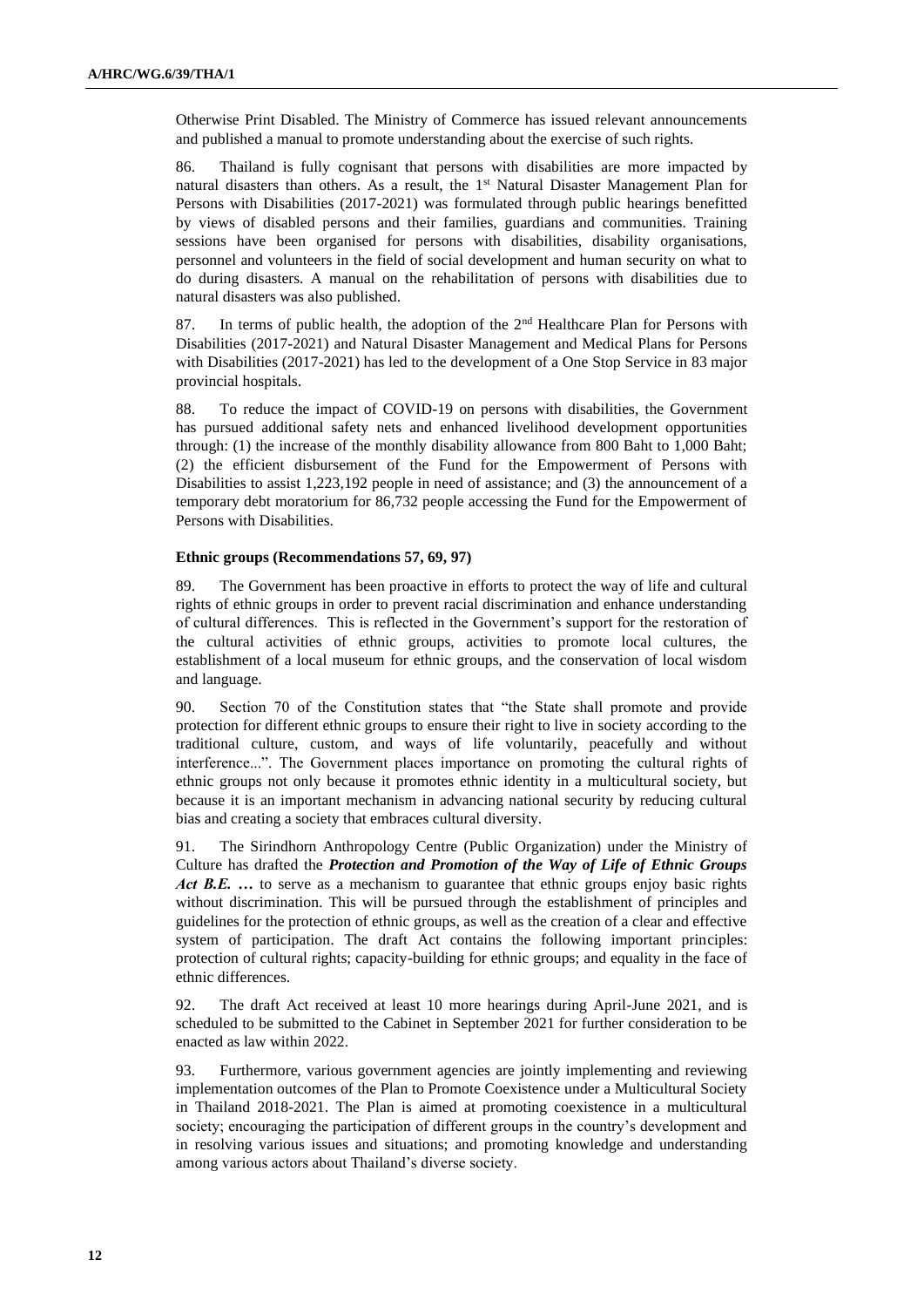Otherwise Print Disabled. The Ministry of Commerce has issued relevant announcements and published a manual to promote understanding about the exercise of such rights.

86. Thailand is fully cognisant that persons with disabilities are more impacted by natural disasters than others. As a result, the 1st Natural Disaster Management Plan for Persons with Disabilities (2017-2021) was formulated through public hearings benefitted by views of disabled persons and their families, guardians and communities. Training sessions have been organised for persons with disabilities, disability organisations, personnel and volunteers in the field of social development and human security on what to do during disasters. A manual on the rehabilitation of persons with disabilities due to natural disasters was also published.

87. In terms of public health, the adoption of the 2nd Healthcare Plan for Persons with Disabilities (2017-2021) and Natural Disaster Management and Medical Plans for Persons with Disabilities (2017-2021) has led to the development of a One Stop Service in 83 major provincial hospitals.

88. To reduce the impact of COVID-19 on persons with disabilities, the Government has pursued additional safety nets and enhanced livelihood development opportunities through: (1) the increase of the monthly disability allowance from 800 Baht to 1,000 Baht; (2) the efficient disbursement of the Fund for the Empowerment of Persons with Disabilities to assist 1,223,192 people in need of assistance; and (3) the announcement of a temporary debt moratorium for 86,732 people accessing the Fund for the Empowerment of Persons with Disabilities.

**Ethnic groups (Recommendations 57, 69, 97)**

89. The Government has been proactive in efforts to protect the way of life and cultural rights of ethnic groups in order to prevent racial discrimination and enhance understanding of cultural differences. This is reflected in the Government's support for the restoration of the cultural activities of ethnic groups, activities to promote local cultures, the establishment of a local museum for ethnic groups, and the conservation of local wisdom and language.

90. Section 70 of the Constitution states that "the State shall promote and provide protection for different ethnic groups to ensure their right to live in society according to the traditional culture, custom, and ways of life voluntarily, peacefully and without interference...". The Government places importance on promoting the cultural rights of ethnic groups not only because it promotes ethnic identity in a multicultural society, but because it is an important mechanism in advancing national security by reducing cultural bias and creating a society that embraces cultural diversity.

91. The Sirindhorn Anthropology Centre (Public Organization) under the Ministry of Culture has drafted the ***Protection and Promotion of the Way of Life of Ethnic Groups Act B.E. …*** to serve as a mechanism to guarantee that ethnic groups enjoy basic rights without discrimination. This will be pursued through the establishment of principles and guidelines for the protection of ethnic groups, as well as the creation of a clear and effective system of participation. The draft Act contains the following important principles: protection of cultural rights; capacity-building for ethnic groups; and equality in the face of ethnic differences.

92. The draft Act received at least 10 more hearings during April-June 2021, and is scheduled to be submitted to the Cabinet in September 2021 for further consideration to be enacted as law within 2022.

93. Furthermore, various government agencies are jointly implementing and reviewing implementation outcomes of the Plan to Promote Coexistence under a Multicultural Society in Thailand 2018-2021. The Plan is aimed at promoting coexistence in a multicultural society; encouraging the participation of different groups in the country's development and in resolving various issues and situations; and promoting knowledge and understanding among various actors about Thailand's diverse society.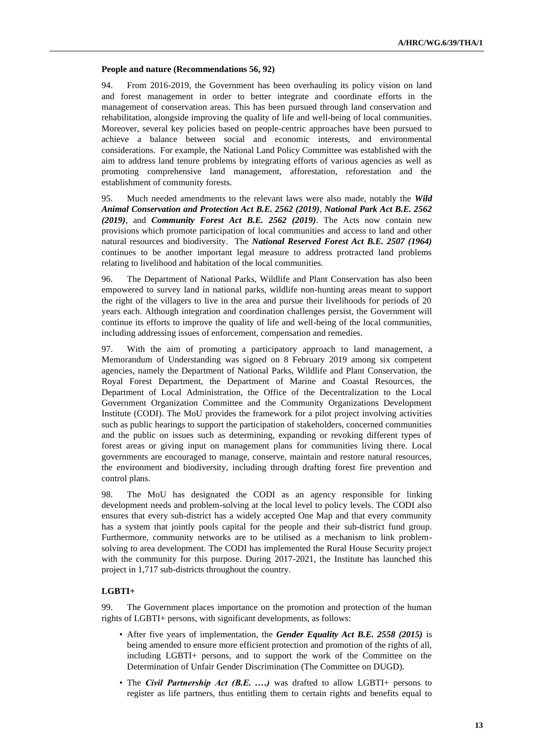**People and nature (Recommendations 56, 92)**

94. From 2016-2019, the Government has been overhauling its policy vision on land and forest management in order to better integrate and coordinate efforts in the management of conservation areas. This has been pursued through land conservation and rehabilitation, alongside improving the quality of life and well-being of local communities. Moreover, several key policies based on people-centric approaches have been pursued to achieve a balance between social and economic interests, and environmental considerations. For example, the National Land Policy Committee was established with the aim to address land tenure problems by integrating efforts of various agencies as well as promoting comprehensive land management, afforestation, reforestation and the establishment of community forests.

95. Much needed amendments to the relevant laws were also made, notably the ***Wild Animal Conservation and Protection Act B.E. 2562 (2019)***, ***National Park Act B.E. 2562 (2019)***, and ***Community Forest Act B.E. 2562 (2019)***. The Acts now contain new provisions which promote participation of local communities and access to land and other natural resources and biodiversity. The ***National Reserved Forest Act B.E. 2507 (1964)*** continues to be another important legal measure to address protracted land problems relating to livelihood and habitation of the local communities.

96. The Department of National Parks, Wildlife and Plant Conservation has also been empowered to survey land in national parks, wildlife non-hunting areas meant to support the right of the villagers to live in the area and pursue their livelihoods for periods of 20 years each. Although integration and coordination challenges persist, the Government will continue its efforts to improve the quality of life and well-being of the local communities, including addressing issues of enforcement, compensation and remedies.

97. With the aim of promoting a participatory approach to land management, a Memorandum of Understanding was signed on 8 February 2019 among six competent agencies, namely the Department of National Parks, Wildlife and Plant Conservation, the Royal Forest Department, the Department of Marine and Coastal Resources, the Department of Local Administration, the Office of the Decentralization to the Local Government Organization Committee and the Community Organizations Development Institute (CODI). The MoU provides the framework for a pilot project involving activities such as public hearings to support the participation of stakeholders, concerned communities and the public on issues such as determining, expanding or revoking different types of forest areas or giving input on management plans for communities living there. Local governments are encouraged to manage, conserve, maintain and restore natural resources, the environment and biodiversity, including through drafting forest fire prevention and control plans.

98. The MoU has designated the CODI as an agency responsible for linking development needs and problem-solving at the local level to policy levels. The CODI also ensures that every sub-district has a widely accepted One Map and that every community has a system that jointly pools capital for the people and their sub-district fund group. Furthermore, community networks are to be utilised as a mechanism to link problem-solving to area development. The CODI has implemented the Rural House Security project with the community for this purpose. During 2017-2021, the Institute has launched this project in 1,717 sub-districts throughout the country.

**LGBTI+**

99. The Government places importance on the promotion and protection of the human rights of LGBTI+ persons, with significant developments, as follows:

- After five years of implementation, the ***Gender Equality Act B.E. 2558 (2015)*** is being amended to ensure more efficient protection and promotion of the rights of all, including LGBTI+ persons, and to support the work of the Committee on the Determination of Unfair Gender Discrimination (The Committee on DUGD).
- The ***Civil Partnership Act (B.E. ….)*** was drafted to allow LGBTI+ persons to register as life partners, thus entitling them to certain rights and benefits equal to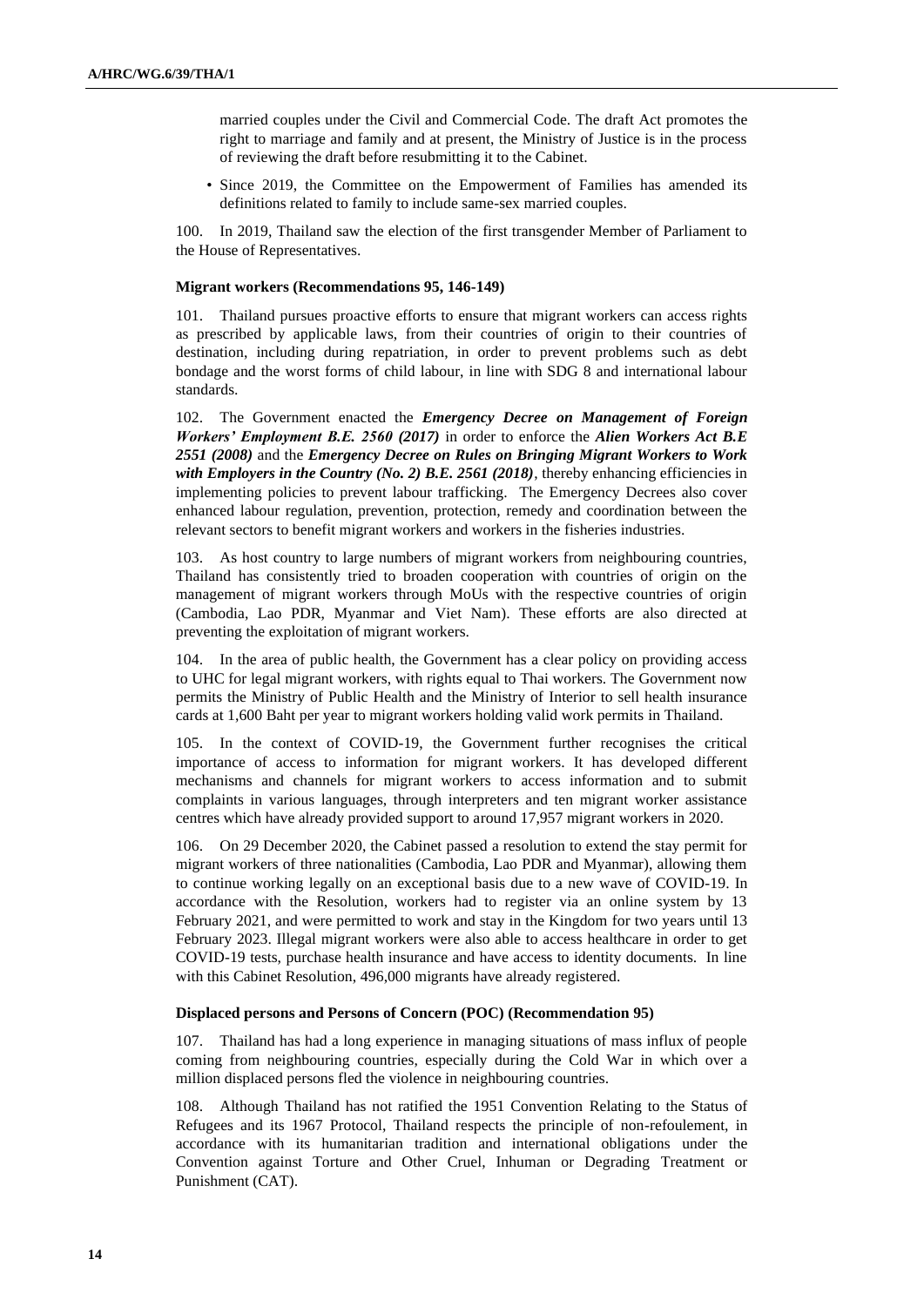married couples under the Civil and Commercial Code. The draft Act promotes the right to marriage and family and at present, the Ministry of Justice is in the process of reviewing the draft before resubmitting it to the Cabinet.

- Since 2019, the Committee on the Empowerment of Families has amended its definitions related to family to include same-sex married couples.

100. In 2019, Thailand saw the election of the first transgender Member of Parliament to the House of Representatives.

**Migrant workers (Recommendations 95, 146-149)**

101. Thailand pursues proactive efforts to ensure that migrant workers can access rights as prescribed by applicable laws, from their countries of origin to their countries of destination, including during repatriation, in order to prevent problems such as debt bondage and the worst forms of child labour, in line with SDG 8 and international labour standards.

102. The Government enacted the ***Emergency Decree on Management of Foreign Workers' Employment B.E. 2560 (2017)*** in order to enforce the ***Alien Workers Act B.E 2551 (2008)*** and the ***Emergency Decree on Rules on Bringing Migrant Workers to Work with Employers in the Country (No. 2) B.E. 2561 (2018)***, thereby enhancing efficiencies in implementing policies to prevent labour trafficking. The Emergency Decrees also cover enhanced labour regulation, prevention, protection, remedy and coordination between the relevant sectors to benefit migrant workers and workers in the fisheries industries.

103. As host country to large numbers of migrant workers from neighbouring countries, Thailand has consistently tried to broaden cooperation with countries of origin on the management of migrant workers through MoUs with the respective countries of origin (Cambodia, Lao PDR, Myanmar and Viet Nam). These efforts are also directed at preventing the exploitation of migrant workers.

104. In the area of public health, the Government has a clear policy on providing access to UHC for legal migrant workers, with rights equal to Thai workers. The Government now permits the Ministry of Public Health and the Ministry of Interior to sell health insurance cards at 1,600 Baht per year to migrant workers holding valid work permits in Thailand.

105. In the context of COVID-19, the Government further recognises the critical importance of access to information for migrant workers. It has developed different mechanisms and channels for migrant workers to access information and to submit complaints in various languages, through interpreters and ten migrant worker assistance centres which have already provided support to around 17,957 migrant workers in 2020.

106. On 29 December 2020, the Cabinet passed a resolution to extend the stay permit for migrant workers of three nationalities (Cambodia, Lao PDR and Myanmar), allowing them to continue working legally on an exceptional basis due to a new wave of COVID-19. In accordance with the Resolution, workers had to register via an online system by 13 February 2021, and were permitted to work and stay in the Kingdom for two years until 13 February 2023. Illegal migrant workers were also able to access healthcare in order to get COVID-19 tests, purchase health insurance and have access to identity documents. In line with this Cabinet Resolution, 496,000 migrants have already registered.

**Displaced persons and Persons of Concern (POC) (Recommendation 95)**

107. Thailand has had a long experience in managing situations of mass influx of people coming from neighbouring countries, especially during the Cold War in which over a million displaced persons fled the violence in neighbouring countries.

108. Although Thailand has not ratified the 1951 Convention Relating to the Status of Refugees and its 1967 Protocol, Thailand respects the principle of non-refoulement, in accordance with its humanitarian tradition and international obligations under the Convention against Torture and Other Cruel, Inhuman or Degrading Treatment or Punishment (CAT).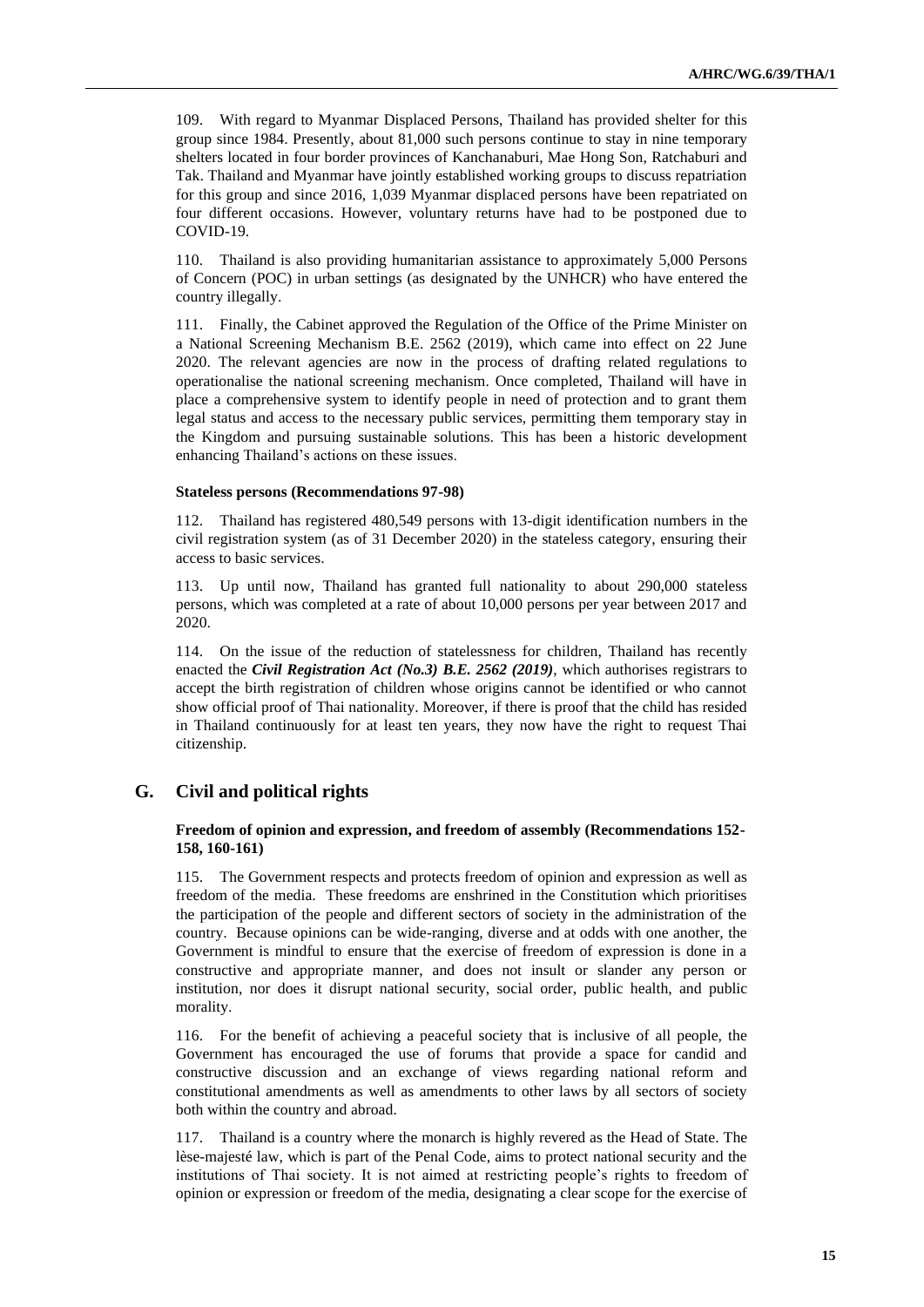109. With regard to Myanmar Displaced Persons, Thailand has provided shelter for this group since 1984. Presently, about 81,000 such persons continue to stay in nine temporary shelters located in four border provinces of Kanchanaburi, Mae Hong Son, Ratchaburi and Tak. Thailand and Myanmar have jointly established working groups to discuss repatriation for this group and since 2016, 1,039 Myanmar displaced persons have been repatriated on four different occasions. However, voluntary returns have had to be postponed due to COVID-19.

110. Thailand is also providing humanitarian assistance to approximately 5,000 Persons of Concern (POC) in urban settings (as designated by the UNHCR) who have entered the country illegally.

111. Finally, the Cabinet approved the Regulation of the Office of the Prime Minister on a National Screening Mechanism B.E. 2562 (2019), which came into effect on 22 June 2020. The relevant agencies are now in the process of drafting related regulations to operationalise the national screening mechanism. Once completed, Thailand will have in place a comprehensive system to identify people in need of protection and to grant them legal status and access to the necessary public services, permitting them temporary stay in the Kingdom and pursuing sustainable solutions. This has been a historic development enhancing Thailand's actions on these issues.

#### Stateless persons (Recommendations 97-98)

112. Thailand has registered 480,549 persons with 13-digit identification numbers in the civil registration system (as of 31 December 2020) in the stateless category, ensuring their access to basic services.

113. Up until now, Thailand has granted full nationality to about 290,000 stateless persons, which was completed at a rate of about 10,000 persons per year between 2017 and 2020.

114. On the issue of the reduction of statelessness for children, Thailand has recently enacted the ***Civil Registration Act (No.3) B.E. 2562 (2019)***, which authorises registrars to accept the birth registration of children whose origins cannot be identified or who cannot show official proof of Thai nationality. Moreover, if there is proof that the child has resided in Thailand continuously for at least ten years, they now have the right to request Thai citizenship.

## G. Civil and political rights

#### Freedom of opinion and expression, and freedom of assembly (Recommendations 152-158, 160-161)

115. The Government respects and protects freedom of opinion and expression as well as freedom of the media. These freedoms are enshrined in the Constitution which prioritises the participation of the people and different sectors of society in the administration of the country. Because opinions can be wide-ranging, diverse and at odds with one another, the Government is mindful to ensure that the exercise of freedom of expression is done in a constructive and appropriate manner, and does not insult or slander any person or institution, nor does it disrupt national security, social order, public health, and public morality.

116. For the benefit of achieving a peaceful society that is inclusive of all people, the Government has encouraged the use of forums that provide a space for candid and constructive discussion and an exchange of views regarding national reform and constitutional amendments as well as amendments to other laws by all sectors of society both within the country and abroad.

117. Thailand is a country where the monarch is highly revered as the Head of State. The lèse-majesté law, which is part of the Penal Code, aims to protect national security and the institutions of Thai society. It is not aimed at restricting people's rights to freedom of opinion or expression or freedom of the media, designating a clear scope for the exercise of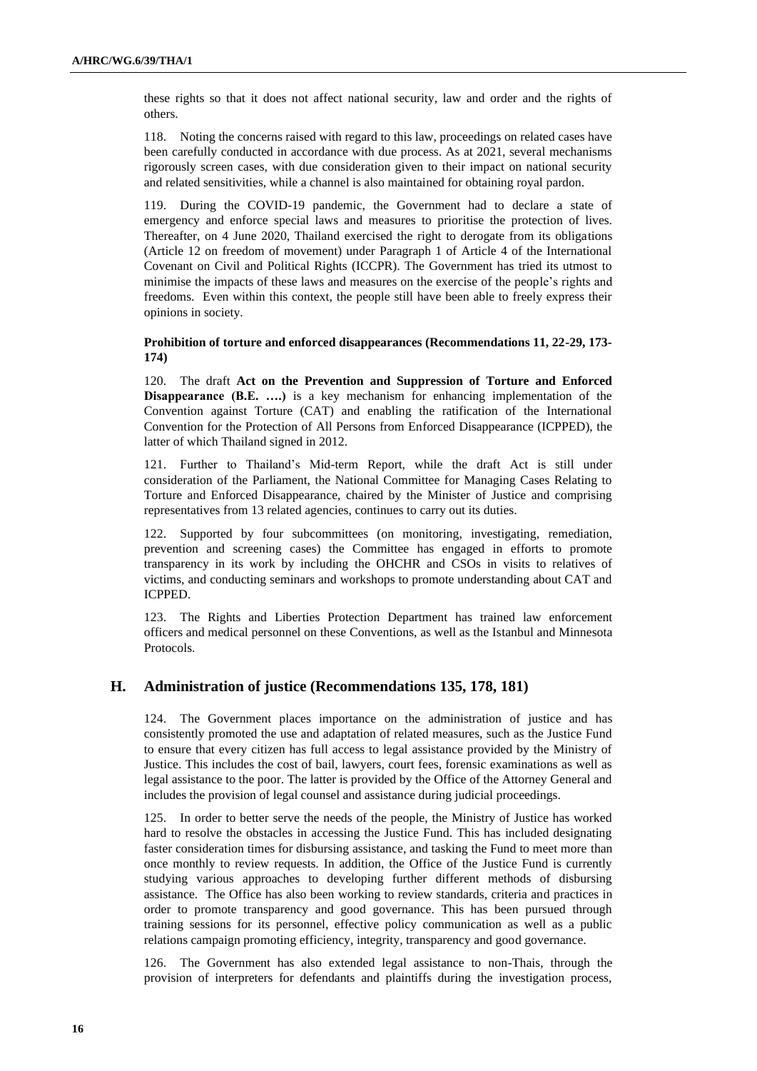these rights so that it does not affect national security, law and order and the rights of others.

118. Noting the concerns raised with regard to this law, proceedings on related cases have been carefully conducted in accordance with due process. As at 2021, several mechanisms rigorously screen cases, with due consideration given to their impact on national security and related sensitivities, while a channel is also maintained for obtaining royal pardon.

119. During the COVID-19 pandemic, the Government had to declare a state of emergency and enforce special laws and measures to prioritise the protection of lives. Thereafter, on 4 June 2020, Thailand exercised the right to derogate from its obligations (Article 12 on freedom of movement) under Paragraph 1 of Article 4 of the International Covenant on Civil and Political Rights (ICCPR). The Government has tried its utmost to minimise the impacts of these laws and measures on the exercise of the people's rights and freedoms. Even within this context, the people still have been able to freely express their opinions in society.

**Prohibition of torture and enforced disappearances (Recommendations 11, 22-29, 173-174)**

120. The draft **Act on the Prevention and Suppression of Torture and Enforced Disappearance (B.E. ….)** is a key mechanism for enhancing implementation of the Convention against Torture (CAT) and enabling the ratification of the International Convention for the Protection of All Persons from Enforced Disappearance (ICPPED), the latter of which Thailand signed in 2012.

121. Further to Thailand's Mid-term Report, while the draft Act is still under consideration of the Parliament, the National Committee for Managing Cases Relating to Torture and Enforced Disappearance, chaired by the Minister of Justice and comprising representatives from 13 related agencies, continues to carry out its duties.

122. Supported by four subcommittees (on monitoring, investigating, remediation, prevention and screening cases) the Committee has engaged in efforts to promote transparency in its work by including the OHCHR and CSOs in visits to relatives of victims, and conducting seminars and workshops to promote understanding about CAT and ICPPED.

123. The Rights and Liberties Protection Department has trained law enforcement officers and medical personnel on these Conventions, as well as the Istanbul and Minnesota Protocols.

## H. Administration of justice (Recommendations 135, 178, 181)

124. The Government places importance on the administration of justice and has consistently promoted the use and adaptation of related measures, such as the Justice Fund to ensure that every citizen has full access to legal assistance provided by the Ministry of Justice. This includes the cost of bail, lawyers, court fees, forensic examinations as well as legal assistance to the poor. The latter is provided by the Office of the Attorney General and includes the provision of legal counsel and assistance during judicial proceedings.

125. In order to better serve the needs of the people, the Ministry of Justice has worked hard to resolve the obstacles in accessing the Justice Fund. This has included designating faster consideration times for disbursing assistance, and tasking the Fund to meet more than once monthly to review requests. In addition, the Office of the Justice Fund is currently studying various approaches to developing further different methods of disbursing assistance. The Office has also been working to review standards, criteria and practices in order to promote transparency and good governance. This has been pursued through training sessions for its personnel, effective policy communication as well as a public relations campaign promoting efficiency, integrity, transparency and good governance.

126. The Government has also extended legal assistance to non-Thais, through the provision of interpreters for defendants and plaintiffs during the investigation process,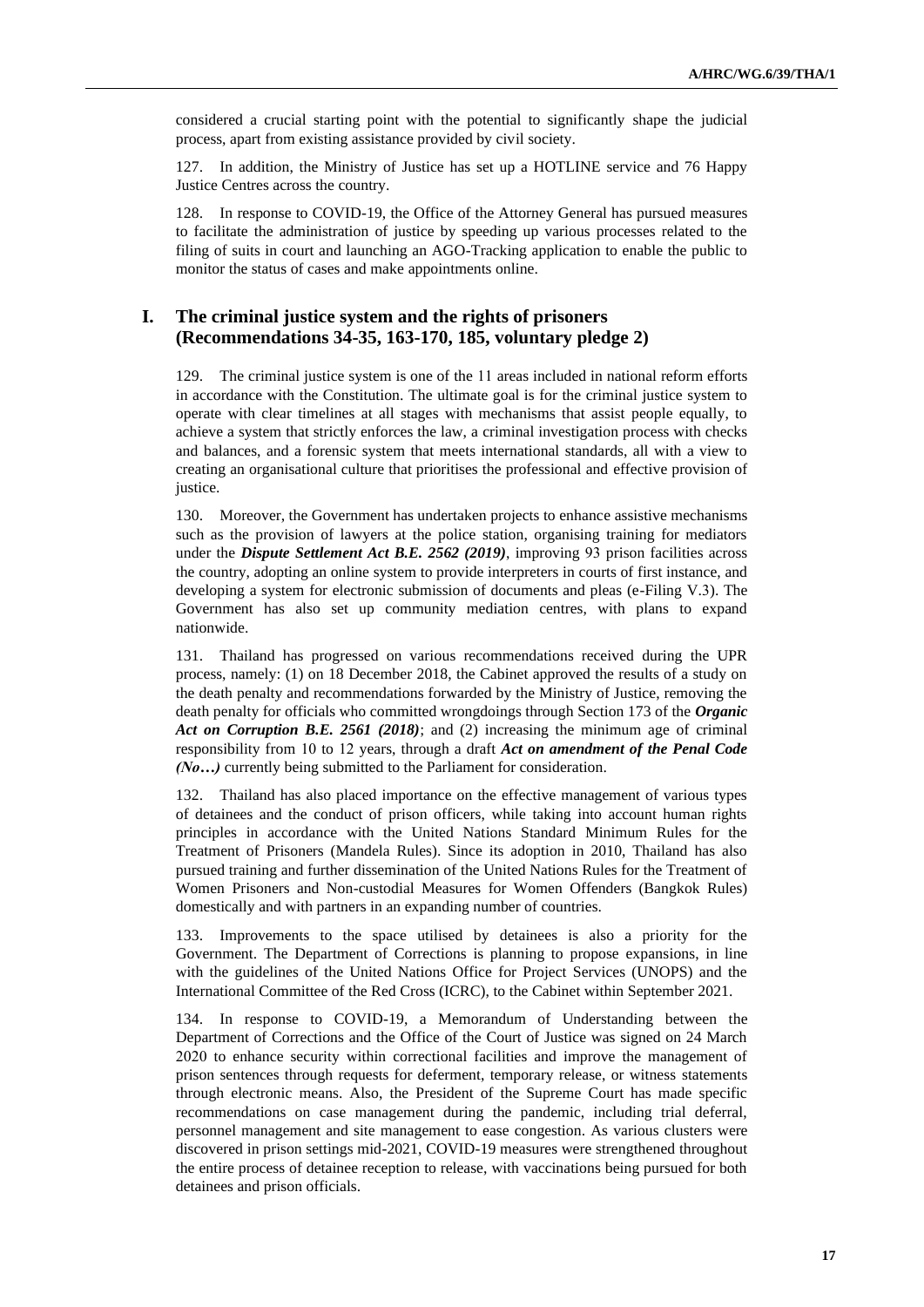considered a crucial starting point with the potential to significantly shape the judicial process, apart from existing assistance provided by civil society.

127. In addition, the Ministry of Justice has set up a HOTLINE service and 76 Happy Justice Centres across the country.

128. In response to COVID-19, the Office of the Attorney General has pursued measures to facilitate the administration of justice by speeding up various processes related to the filing of suits in court and launching an AGO-Tracking application to enable the public to monitor the status of cases and make appointments online.

## I. The criminal justice system and the rights of prisoners (Recommendations 34-35, 163-170, 185, voluntary pledge 2)

129. The criminal justice system is one of the 11 areas included in national reform efforts in accordance with the Constitution. The ultimate goal is for the criminal justice system to operate with clear timelines at all stages with mechanisms that assist people equally, to achieve a system that strictly enforces the law, a criminal investigation process with checks and balances, and a forensic system that meets international standards, all with a view to creating an organisational culture that prioritises the professional and effective provision of justice.

130. Moreover, the Government has undertaken projects to enhance assistive mechanisms such as the provision of lawyers at the police station, organising training for mediators under the ***Dispute Settlement Act B.E. 2562 (2019)***, improving 93 prison facilities across the country, adopting an online system to provide interpreters in courts of first instance, and developing a system for electronic submission of documents and pleas (e-Filing V.3). The Government has also set up community mediation centres, with plans to expand nationwide.

131. Thailand has progressed on various recommendations received during the UPR process, namely: (1) on 18 December 2018, the Cabinet approved the results of a study on the death penalty and recommendations forwarded by the Ministry of Justice, removing the death penalty for officials who committed wrongdoings through Section 173 of the ***Organic Act on Corruption B.E. 2561 (2018)***; and (2) increasing the minimum age of criminal responsibility from 10 to 12 years, through a draft ***Act on amendment of the Penal Code (No…)*** currently being submitted to the Parliament for consideration.

132. Thailand has also placed importance on the effective management of various types of detainees and the conduct of prison officers, while taking into account human rights principles in accordance with the United Nations Standard Minimum Rules for the Treatment of Prisoners (Mandela Rules). Since its adoption in 2010, Thailand has also pursued training and further dissemination of the United Nations Rules for the Treatment of Women Prisoners and Non-custodial Measures for Women Offenders (Bangkok Rules) domestically and with partners in an expanding number of countries.

133. Improvements to the space utilised by detainees is also a priority for the Government. The Department of Corrections is planning to propose expansions, in line with the guidelines of the United Nations Office for Project Services (UNOPS) and the International Committee of the Red Cross (ICRC), to the Cabinet within September 2021.

134. In response to COVID-19, a Memorandum of Understanding between the Department of Corrections and the Office of the Court of Justice was signed on 24 March 2020 to enhance security within correctional facilities and improve the management of prison sentences through requests for deferment, temporary release, or witness statements through electronic means. Also, the President of the Supreme Court has made specific recommendations on case management during the pandemic, including trial deferral, personnel management and site management to ease congestion. As various clusters were discovered in prison settings mid-2021, COVID-19 measures were strengthened throughout the entire process of detainee reception to release, with vaccinations being pursued for both detainees and prison officials.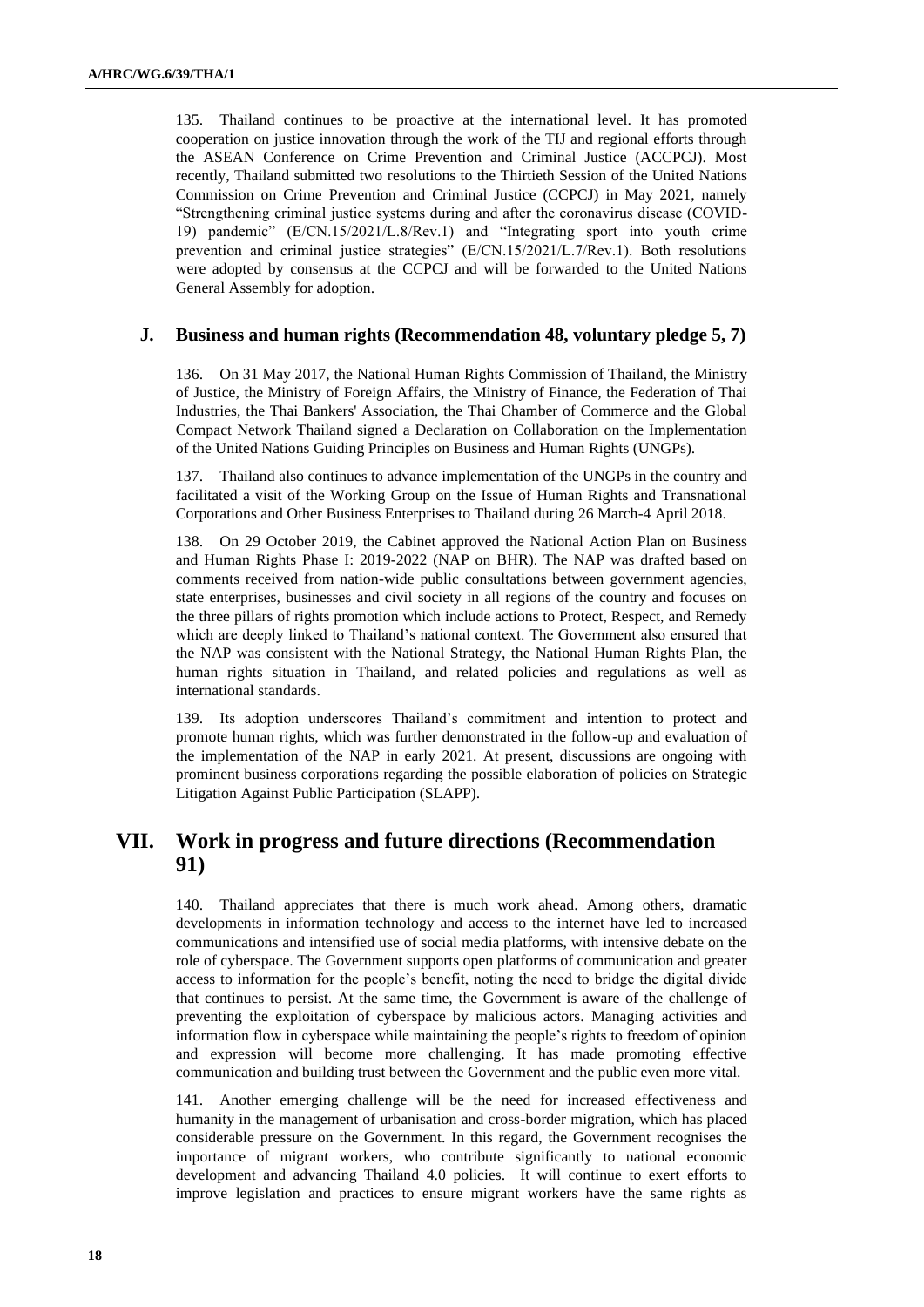135. Thailand continues to be proactive at the international level. It has promoted cooperation on justice innovation through the work of the TIJ and regional efforts through the ASEAN Conference on Crime Prevention and Criminal Justice (ACCPCJ). Most recently, Thailand submitted two resolutions to the Thirtieth Session of the United Nations Commission on Crime Prevention and Criminal Justice (CCPCJ) in May 2021, namely "Strengthening criminal justice systems during and after the coronavirus disease (COVID-19) pandemic" (E/CN.15/2021/L.8/Rev.1) and "Integrating sport into youth crime prevention and criminal justice strategies" (E/CN.15/2021/L.7/Rev.1). Both resolutions were adopted by consensus at the CCPCJ and will be forwarded to the United Nations General Assembly for adoption.

### J. Business and human rights (Recommendation 48, voluntary pledge 5, 7)

136. On 31 May 2017, the National Human Rights Commission of Thailand, the Ministry of Justice, the Ministry of Foreign Affairs, the Ministry of Finance, the Federation of Thai Industries, the Thai Bankers' Association, the Thai Chamber of Commerce and the Global Compact Network Thailand signed a Declaration on Collaboration on the Implementation of the United Nations Guiding Principles on Business and Human Rights (UNGPs).

137. Thailand also continues to advance implementation of the UNGPs in the country and facilitated a visit of the Working Group on the Issue of Human Rights and Transnational Corporations and Other Business Enterprises to Thailand during 26 March-4 April 2018.

138. On 29 October 2019, the Cabinet approved the National Action Plan on Business and Human Rights Phase I: 2019-2022 (NAP on BHR). The NAP was drafted based on comments received from nation-wide public consultations between government agencies, state enterprises, businesses and civil society in all regions of the country and focuses on the three pillars of rights promotion which include actions to Protect, Respect, and Remedy which are deeply linked to Thailand's national context. The Government also ensured that the NAP was consistent with the National Strategy, the National Human Rights Plan, the human rights situation in Thailand, and related policies and regulations as well as international standards.

139. Its adoption underscores Thailand's commitment and intention to protect and promote human rights, which was further demonstrated in the follow-up and evaluation of the implementation of the NAP in early 2021. At present, discussions are ongoing with prominent business corporations regarding the possible elaboration of policies on Strategic Litigation Against Public Participation (SLAPP).

## VII. Work in progress and future directions (Recommendation 91)

140. Thailand appreciates that there is much work ahead. Among others, dramatic developments in information technology and access to the internet have led to increased communications and intensified use of social media platforms, with intensive debate on the role of cyberspace. The Government supports open platforms of communication and greater access to information for the people's benefit, noting the need to bridge the digital divide that continues to persist. At the same time, the Government is aware of the challenge of preventing the exploitation of cyberspace by malicious actors. Managing activities and information flow in cyberspace while maintaining the people's rights to freedom of opinion and expression will become more challenging. It has made promoting effective communication and building trust between the Government and the public even more vital.

141. Another emerging challenge will be the need for increased effectiveness and humanity in the management of urbanisation and cross-border migration, which has placed considerable pressure on the Government. In this regard, the Government recognises the importance of migrant workers, who contribute significantly to national economic development and advancing Thailand 4.0 policies. It will continue to exert efforts to improve legislation and practices to ensure migrant workers have the same rights as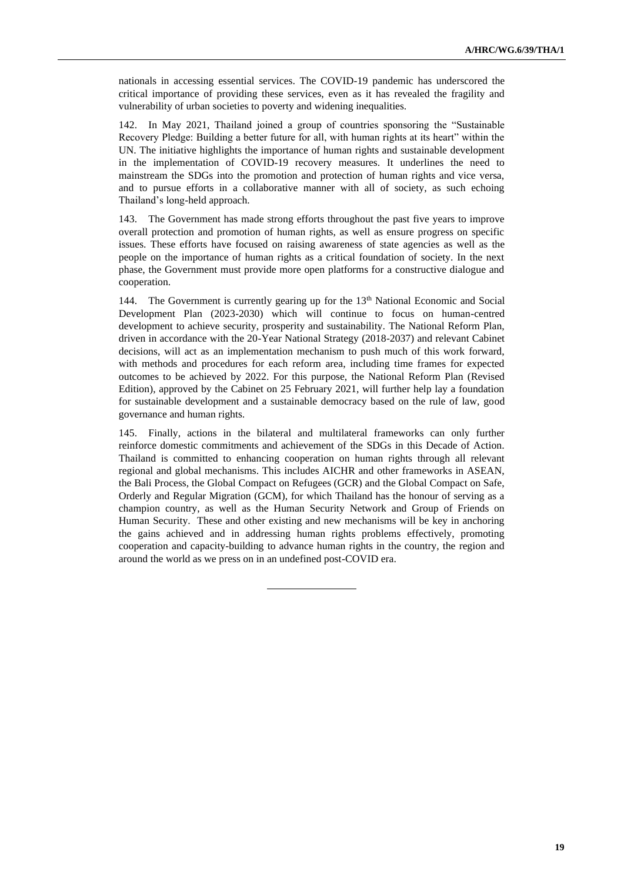nationals in accessing essential services. The COVID-19 pandemic has underscored the critical importance of providing these services, even as it has revealed the fragility and vulnerability of urban societies to poverty and widening inequalities.

142. In May 2021, Thailand joined a group of countries sponsoring the "Sustainable Recovery Pledge: Building a better future for all, with human rights at its heart" within the UN. The initiative highlights the importance of human rights and sustainable development in the implementation of COVID-19 recovery measures. It underlines the need to mainstream the SDGs into the promotion and protection of human rights and vice versa, and to pursue efforts in a collaborative manner with all of society, as such echoing Thailand's long-held approach.

143. The Government has made strong efforts throughout the past five years to improve overall protection and promotion of human rights, as well as ensure progress on specific issues. These efforts have focused on raising awareness of state agencies as well as the people on the importance of human rights as a critical foundation of society. In the next phase, the Government must provide more open platforms for a constructive dialogue and cooperation.

144. The Government is currently gearing up for the 13th National Economic and Social Development Plan (2023-2030) which will continue to focus on human-centred development to achieve security, prosperity and sustainability. The National Reform Plan, driven in accordance with the 20-Year National Strategy (2018-2037) and relevant Cabinet decisions, will act as an implementation mechanism to push much of this work forward, with methods and procedures for each reform area, including time frames for expected outcomes to be achieved by 2022. For this purpose, the National Reform Plan (Revised Edition), approved by the Cabinet on 25 February 2021, will further help lay a foundation for sustainable development and a sustainable democracy based on the rule of law, good governance and human rights.

145. Finally, actions in the bilateral and multilateral frameworks can only further reinforce domestic commitments and achievement of the SDGs in this Decade of Action. Thailand is committed to enhancing cooperation on human rights through all relevant regional and global mechanisms. This includes AICHR and other frameworks in ASEAN, the Bali Process, the Global Compact on Refugees (GCR) and the Global Compact on Safe, Orderly and Regular Migration (GCM), for which Thailand has the honour of serving as a champion country, as well as the Human Security Network and Group of Friends on Human Security. These and other existing and new mechanisms will be key in anchoring the gains achieved and in addressing human rights problems effectively, promoting cooperation and capacity-building to advance human rights in the country, the region and around the world as we press on in an undefined post-COVID era.